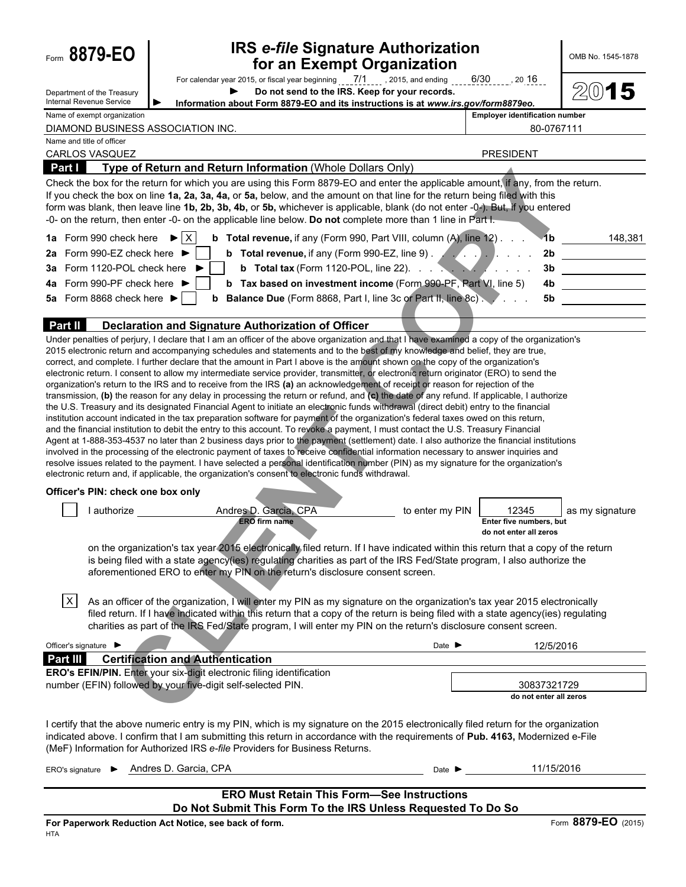Form **8879-EO**

Department of the Treasury
Internal Revenue Service

# IRS *e-file* Signature Authorization for an Exempt Organization

For calendar year 2015, or fiscal year beginning 7/1 , 2015, and ending 6/30 , 20 16

▶ **Do not send to the IRS. Keep for your records.**

▶ **Information about Form 8879-EO and its instructions is at *www.irs.gov/form8879eo*.**

OMB No. 1545-1878

**2015**

| Name of exempt organization | Employer identification number |
|---|---|
| DIAMOND BUSINESS ASSOCIATION INC. | 80-0767111 |

| Name and title of officer | |
|---|---|
| CARLOS VASQUEZ | PRESIDENT |

## Part I Type of Return and Return Information (Whole Dollars Only)

Check the box for the return for which you are using this Form 8879-EO and enter the applicable amount, if any, from the return. If you check the box on line **1a, 2a, 3a, 4a,** or **5a,** below, and the amount on that line for the return being filed with this form was blank, then leave line **1b, 2b, 3b, 4b,** or **5b,** whichever is applicable, blank (do not enter -0-). But, if you entered -0- on the return, then enter -0- on the applicable line below. **Do not** complete more than 1 line in Part I.

| | | | | |
|---|---|---|---|---|
| **1a** Form 990 check here ▶ [X] | **b** **Total revenue,** if any (Form 990, Part VIII, column (A), line 12) | **1b** | 148,381 |
| **2a** Form 990-EZ check here ▶ [ ] | **b** **Total revenue,** if any (Form 990-EZ, line 9) | **2b** | |
| **3a** Form 1120-POL check here ▶ [ ] | **b** **Total tax** (Form 1120-POL, line 22) | **3b** | |
| **4a** Form 990-PF check here ▶ [ ] | **b** **Tax based on investment income** (Form 990-PF, Part VI, line 5) | **4b** | |
| **5a** Form 8868 check here ▶ [ ] | **b** **Balance Due** (Form 8868, Part I, line 3c or Part II, line 8c) | **5b** | |

## Part II Declaration and Signature Authorization of Officer

Under penalties of perjury, I declare that I am an officer of the above organization and that I have examined a copy of the organization's 2015 electronic return and accompanying schedules and statements and to the best of my knowledge and belief, they are true, correct, and complete. I further declare that the amount in Part I above is the amount shown on the copy of the organization's electronic return. I consent to allow my intermediate service provider, transmitter, or electronic return originator (ERO) to send the organization's return to the IRS and to receive from the IRS **(a)** an acknowledgement of receipt or reason for rejection of the transmission, **(b)** the reason for any delay in processing the return or refund, and **(c)** the date of any refund. If applicable, I authorize the U.S. Treasury and its designated Financial Agent to initiate an electronic funds withdrawal (direct debit) entry to the financial institution account indicated in the tax preparation software for payment of the organization's federal taxes owed on this return, and the financial institution to debit the entry to this account. To revoke a payment, I must contact the U.S. Treasury Financial Agent at 1-888-353-4537 no later than 2 business days prior to the payment (settlement) date. I also authorize the financial institutions involved in the processing of the electronic payment of taxes to receive confidential information necessary to answer inquiries and resolve issues related to the payment. I have selected a personal identification number (PIN) as my signature for the organization's electronic return and, if applicable, the organization's consent to electronic funds withdrawal.

**Officer's PIN: check one box only**

[ ] I authorize Andres D. Garcia, CPA (**ERO firm name**) to enter my PIN 12345 (**Enter five numbers, but do not enter all zeros**) as my signature on the organization's tax year 2015 electronically filed return. If I have indicated within this return that a copy of the return is being filed with a state agency(ies) regulating charities as part of the IRS Fed/State program, I also authorize the aforementioned ERO to enter my PIN on the return's disclosure consent screen.

[X] As an officer of the organization, I will enter my PIN as my signature on the organization's tax year 2015 electronically filed return. If I have indicated within this return that a copy of the return is being filed with a state agency(ies) regulating charities as part of the IRS Fed/State program, I will enter my PIN on the return's disclosure consent screen.

Officer's signature ▶ Date ▶ 12/5/2016

## Part III Certification and Authentication

**ERO's EFIN/PIN.** Enter your six-digit electronic filing identification number (EFIN) followed by your five-digit self-selected PIN.

30837321729
**do not enter all zeros**

I certify that the above numeric entry is my PIN, which is my signature on the 2015 electronically filed return for the organization indicated above. I confirm that I am submitting this return in accordance with the requirements of **Pub. 4163,** Modernized e-File (MeF) Information for Authorized IRS *e-file* Providers for Business Returns.

ERO's signature ▶ Andres D. Garcia, CPA Date ▶ 11/15/2016

**ERO Must Retain This Form—See Instructions**
**Do Not Submit This Form To the IRS Unless Requested To Do So**

**For Paperwork Reduction Act Notice, see back of form.**
HTA

Form **8879-EO** (2015)

CLIENT COPY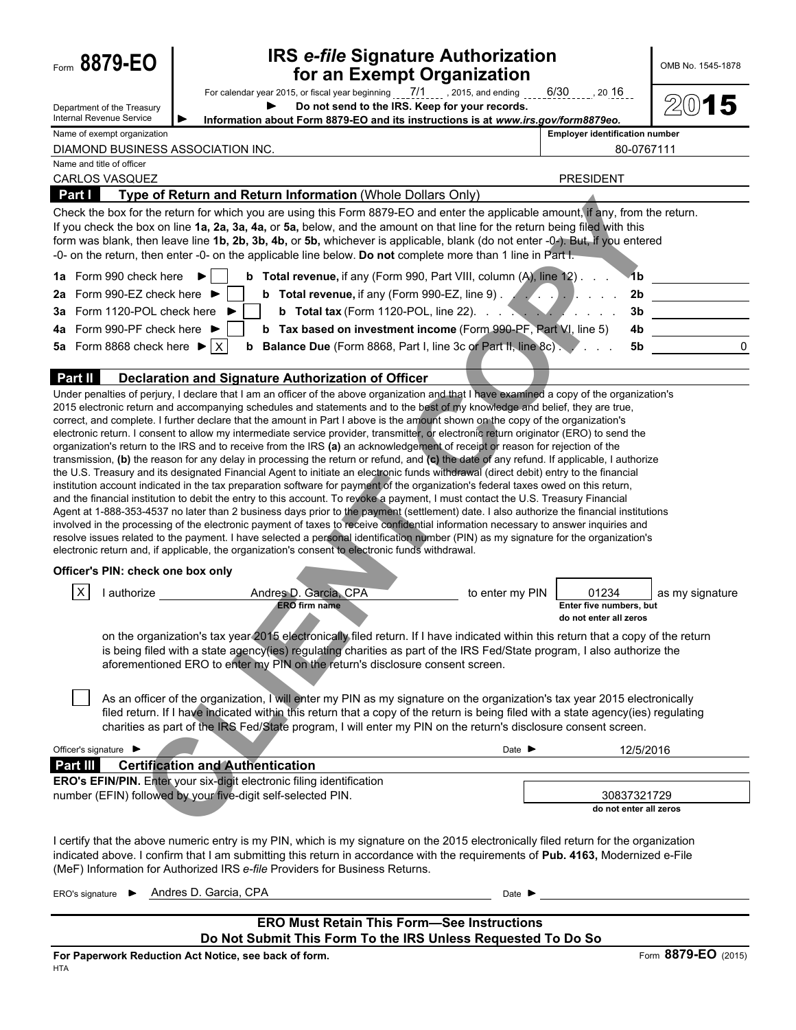Form **8879-EO**

Department of the Treasury
Internal Revenue Service

# IRS *e-file* Signature Authorization for an Exempt Organization

For calendar year 2015, or fiscal year beginning 7/1, 2015, and ending 6/30, 20 16

► **Do not send to the IRS. Keep for your records.**

► **Information about Form 8879-EO and its instructions is at *www.irs.gov/form8879eo.***

OMB No. 1545-1878

**2015**

| Name of exempt organization | Employer identification number |
|---|---|
| DIAMOND BUSINESS ASSOCIATION INC. | 80-0767111 |

| Name and title of officer | |
|---|---|
| CARLOS VASQUEZ | PRESIDENT |

## Part I — Type of Return and Return Information (Whole Dollars Only)

Check the box for the return for which you are using this Form 8879-EO and enter the applicable amount, if any, from the return. If you check the box on line **1a, 2a, 3a, 4a,** or **5a,** below, and the amount on that line for the return being filed with this form was blank, then leave line **1b, 2b, 3b, 4b,** or **5b,** whichever is applicable, blank (do not enter -0-). But, if you entered -0- on the return, then enter -0- on the applicable line below. **Do not** complete more than 1 line in Part I.

| | | | |
|---|---|---|---|
| **1a** Form 990 check here ► ☐ | **b Total revenue,** if any (Form 990, Part VIII, column (A), line 12) | **1b** | |
| **2a** Form 990-EZ check here ► ☐ | **b Total revenue,** if any (Form 990-EZ, line 9) | **2b** | |
| **3a** Form 1120-POL check here ► ☐ | **b Total tax** (Form 1120-POL, line 22) | **3b** | |
| **4a** Form 990-PF check here ► ☐ | **b Tax based on investment income** (Form 990-PF, Part VI, line 5) | **4b** | |
| **5a** Form 8868 check here ► ☒ | **b Balance Due** (Form 8868, Part I, line 3c or Part II, line 8c) | **5b** | 0 |

## Part II — Declaration and Signature Authorization of Officer

Under penalties of perjury, I declare that I am an officer of the above organization and that I have examined a copy of the organization's 2015 electronic return and accompanying schedules and statements and to the best of my knowledge and belief, they are true, correct, and complete. I further declare that the amount in Part I above is the amount shown on the copy of the organization's electronic return. I consent to allow my intermediate service provider, transmitter, or electronic return originator (ERO) to send the organization's return to the IRS and to receive from the IRS **(a)** an acknowledgement of receipt or reason for rejection of the transmission, **(b)** the reason for any delay in processing the return or refund, and **(c)** the date of any refund. If applicable, I authorize the U.S. Treasury and its designated Financial Agent to initiate an electronic funds withdrawal (direct debit) entry to the financial institution account indicated in the tax preparation software for payment of the organization's federal taxes owed on this return, and the financial institution to debit the entry to this account. To revoke a payment, I must contact the U.S. Treasury Financial Agent at 1-888-353-4537 no later than 2 business days prior to the payment (settlement) date. I also authorize the financial institutions involved in the processing of the electronic payment of taxes to receive confidential information necessary to answer inquiries and resolve issues related to the payment. I have selected a personal identification number (PIN) as my signature for the organization's electronic return and, if applicable, the organization's consent to electronic funds withdrawal.

**Officer's PIN: check one box only**

☒ I authorize Andres D. Garcia, CPA (ERO firm name) to enter my PIN 01234 (Enter five numbers, but do not enter all zeros) as my signature on the organization's tax year 2015 electronically filed return. If I have indicated within this return that a copy of the return is being filed with a state agency(ies) regulating charities as part of the IRS Fed/State program, I also authorize the aforementioned ERO to enter my PIN on the return's disclosure consent screen.

☐ As an officer of the organization, I will enter my PIN as my signature on the organization's tax year 2015 electronically filed return. If I have indicated within this return that a copy of the return is being filed with a state agency(ies) regulating charities as part of the IRS Fed/State program, I will enter my PIN on the return's disclosure consent screen.

Officer's signature ► &nbsp;&nbsp;&nbsp;&nbsp; Date ► 12/5/2016

## Part III — Certification and Authentication

**ERO's EFIN/PIN.** Enter your six-digit electronic filing identification number (EFIN) followed by your five-digit self-selected PIN.

30837321729
do not enter all zeros

I certify that the above numeric entry is my PIN, which is my signature on the 2015 electronically filed return for the organization indicated above. I confirm that I am submitting this return in accordance with the requirements of **Pub. 4163,** Modernized e-File (MeF) Information for Authorized IRS *e-file* Providers for Business Returns.

ERO's signature ► Andres D. Garcia, CPA &nbsp;&nbsp;&nbsp;&nbsp; Date ►

**ERO Must Retain This Form—See Instructions**
**Do Not Submit This Form To the IRS Unless Requested To Do So**

**For Paperwork Reduction Act Notice, see back of form.** &nbsp;&nbsp;&nbsp;&nbsp; Form **8879-EO** (2015)

HTA

CLIENT COPY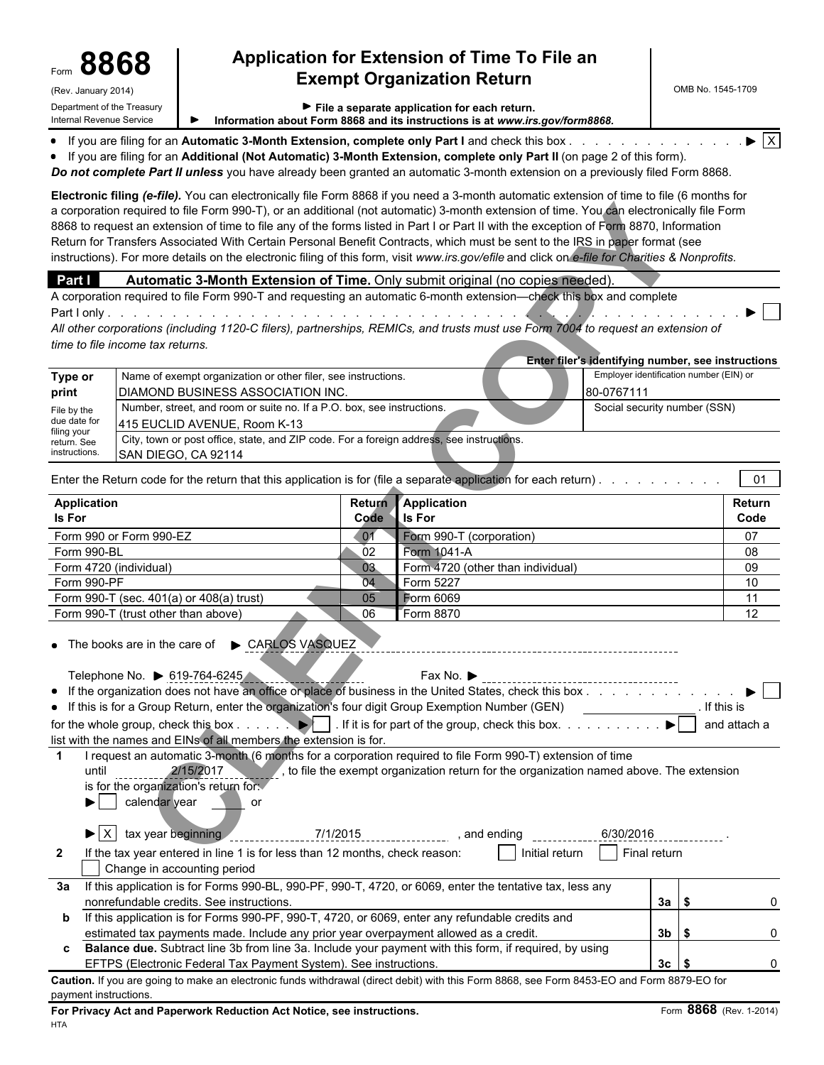# Form 8868

(Rev. January 2014)

Department of the Treasury
Internal Revenue Service

## Application for Extension of Time To File an Exempt Organization Return

▶ File a separate application for each return.

▶ Information about Form 8868 and its instructions is at *www.irs.gov/form8868.*

OMB No. 1545-1709

- If you are filing for an **Automatic 3-Month Extension, complete only Part I** and check this box . . . . . . . . . . . . . ▶ [X]
- If you are filing for an **Additional (Not Automatic) 3-Month Extension, complete only Part II** (on page 2 of this form).

***Do not complete Part II unless*** *you have already been granted an automatic 3-month extension on a previously filed Form 8868.*

**Electronic filing *(e-file).*** You can electronically file Form 8868 if you need a 3-month automatic extension of time to file (6 months for a corporation required to file Form 990-T), or an additional (not automatic) 3-month extension of time. You can electronically file Form 8868 to request an extension of time to file any of the forms listed in Part I or Part II with the exception of Form 8870, Information Return for Transfers Associated With Certain Personal Benefit Contracts, which must be sent to the IRS in paper format (see instructions). For more details on the electronic filing of this form, visit *www.irs.gov/efile* and click on *e-file for Charities & Nonprofits.*

CLIENT COPY

### Part I — Automatic 3-Month Extension of Time. Only submit original (no copies needed).

A corporation required to file Form 990-T and requesting an automatic 6-month extension—check this box and complete Part I only . . . . . . . . . . . . . . . . . . . . . . . . . . . . . . . . . . . . ▶ [ ]

*All other corporations (including 1120-C filers), partnerships, REMICs, and trusts must use Form 7004 to request an extension of time to file income tax returns.*

**Enter filer's identifying number, see instructions**

| Type or print | | |
|---|---|---|
| File by the due date for filing your return. See instructions. | Name of exempt organization or other filer, see instructions.<br>DIAMOND BUSINESS ASSOCIATION INC. | Employer identification number (EIN) or<br>80-0767111 |
| | Number, street, and room or suite no. If a P.O. box, see instructions.<br>415 EUCLID AVENUE, Room K-13 | Social security number (SSN) |
| | City, town or post office, state, and ZIP code. For a foreign address, see instructions.<br>SAN DIEGO, CA 92114 | |

Enter the Return code for the return that this application is for (file a separate application for each return) . . . . . . . . . . 01

| Application Is For | Return Code | Application Is For | Return Code |
|---|---|---|---|
| Form 990 or Form 990-EZ | 01 | Form 990-T (corporation) | 07 |
| Form 990-BL | 02 | Form 1041-A | 08 |
| Form 4720 (individual) | 03 | Form 4720 (other than individual) | 09 |
| Form 990-PF | 04 | Form 5227 | 10 |
| Form 990-T (sec. 401(a) or 408(a) trust) | 05 | Form 6069 | 11 |
| Form 990-T (trust other than above) | 06 | Form 8870 | 12 |

- The books are in the care of ▶ CARLOS VASQUEZ

  Telephone No. ▶ 619-764-6245 Fax No. ▶
- If the organization does not have an office or place of business in the United States, check this box . . . . . . . . . . . . ▶ [ ]
- If this is for a Group Return, enter the organization's four digit Group Exemption Number (GEN) ________ . If this is for the whole group, check this box . . . . . . ▶ [ ] . If it is for part of the group, check this box. . . . . . . . . . . ▶ [ ] and attach a list with the names and EINs of all members the extension is for.

**1** I request an automatic 3-month (6 months for a corporation required to file Form 990-T) extension of time until 2/15/2017, to file the exempt organization return for the organization named above. The extension is for the organization's return for:

▶ [ ] calendar year ____ or

▶ [X] tax year beginning 7/1/2015, and ending 6/30/2016.

**2** If the tax year entered in line 1 is for less than 12 months, check reason: [ ] Initial return [ ] Final return [ ] Change in accounting period

| | | | |
|---|---|---|---|
| **3a** | If this application is for Forms 990-BL, 990-PF, 990-T, 4720, or 6069, enter the tentative tax, less any nonrefundable credits. See instructions. | 3a | $ 0 |
| **b** | If this application is for Forms 990-PF, 990-T, 4720, or 6069, enter any refundable credits and estimated tax payments made. Include any prior year overpayment allowed as a credit. | 3b | $ 0 |
| **c** | **Balance due.** Subtract line 3b from line 3a. Include your payment with this form, if required, by using EFTPS (Electronic Federal Tax Payment System). See instructions. | 3c | $ 0 |

**Caution.** If you are going to make an electronic funds withdrawal (direct debit) with this Form 8868, see Form 8453-EO and Form 8879-EO for payment instructions.

**For Privacy Act and Paperwork Reduction Act Notice, see instructions.** Form **8868** (Rev. 1-2014)

HTA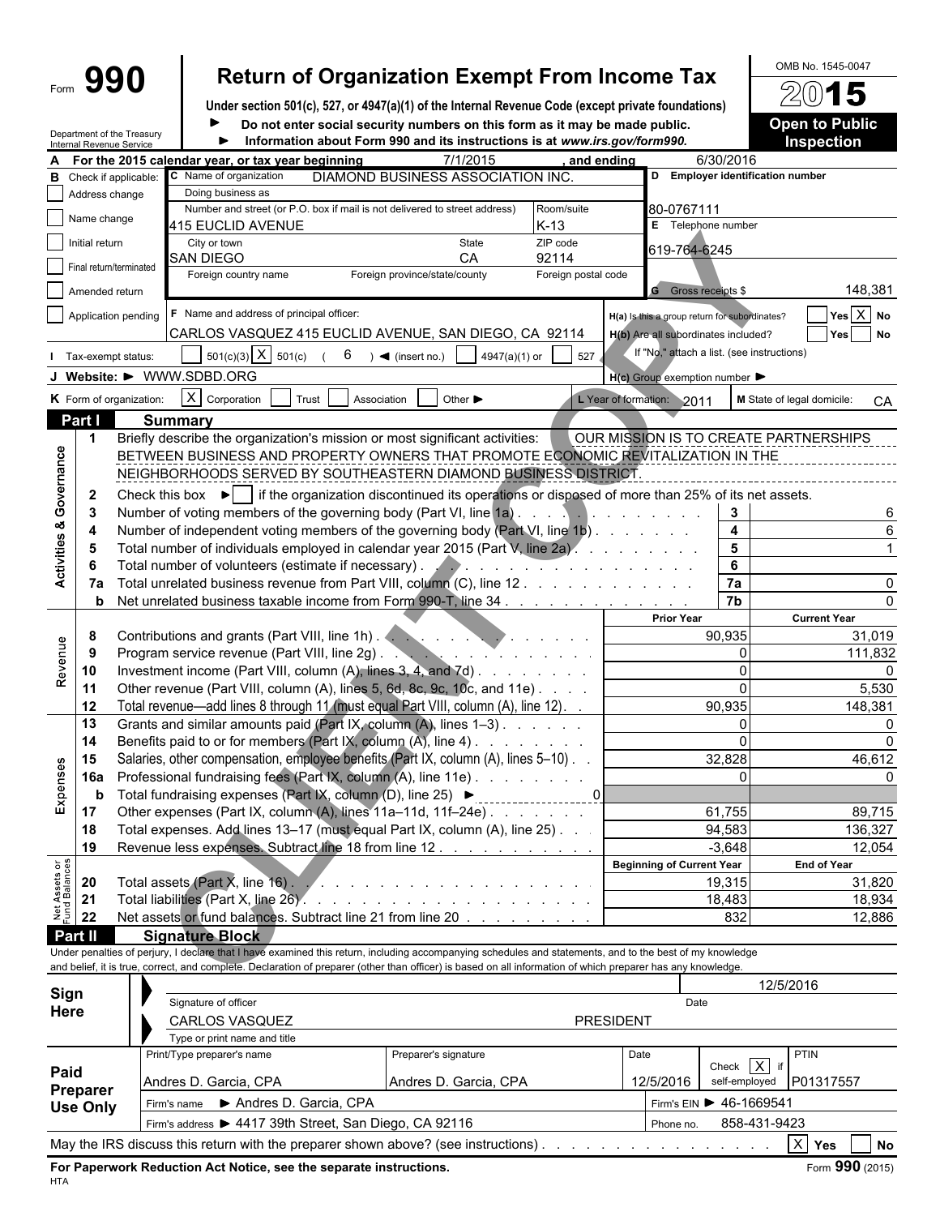# Form 990 — Return of Organization Exempt From Income Tax

OMB No. 1545-0047

**2015**

**Open to Public Inspection**

Under section 501(c), 527, or 4947(a)(1) of the Internal Revenue Code (except private foundations)

► Do not enter social security numbers on this form as it may be made public.

► Information about Form 990 and its instructions is at *www.irs.gov/form990*.

Department of the Treasury
Internal Revenue Service

**A** For the 2015 calendar year, or tax year beginning 7/1/2015, and ending 6/30/2016

**B** Check if applicable:
- [ ] Address change
- [ ] Name change
- [ ] Initial return
- [ ] Final return/terminated
- [ ] Amended return
- [ ] Application pending

**C** Name of organization: DIAMOND BUSINESS ASSOCIATION INC.

Doing business as:

Number and street (or P.O. box if mail is not delivered to street address): 415 EUCLID AVENUE — Room/suite: K-13

City or town: SAN DIEGO — State: CA — ZIP code: 92114

Foreign country name — Foreign province/state/county — Foreign postal code

**D** Employer identification number: 80-0767111

**E** Telephone number: 619-764-6245

**G** Gross receipts $ 148,381

**F** Name and address of principal officer: CARLOS VASQUEZ 415 EUCLID AVENUE, SAN DIEGO, CA 92114

**H(a)** Is this a group return for subordinates? [ ] Yes [X] No

**H(b)** Are all subordinates included? [ ] Yes [ ] No

If "No," attach a list. (see instructions)

**H(c)** Group exemption number ►

**I** Tax-exempt status: [ ] 501(c)(3) [X] 501(c) ( 6 ) ◄ (insert no.) [ ] 4947(a)(1) or [ ] 527

**J** Website: ► WWW.SDBD.ORG

**K** Form of organization: [X] Corporation [ ] Trust [ ] Association [ ] Other ►

**L** Year of formation: 2011

**M** State of legal domicile: CA

## Part I Summary

### Activities & Governance

1. Briefly describe the organization's mission or most significant activities: OUR MISSION IS TO CREATE PARTNERSHIPS BETWEEN BUSINESS AND PROPERTY OWNERS THAT PROMOTE ECONOMIC REVITALIZATION IN THE NEIGHBORHOODS SERVED BY SOUTHEASTERN DIAMOND BUSINESS DISTRICT.
2. Check this box ► [ ] if the organization discontinued its operations or disposed of more than 25% of its net assets.

| Line | Description | Box | Value |
|---|---|---|---|
| 3 | Number of voting members of the governing body (Part VI, line 1a) | 3 | 6 |
| 4 | Number of independent voting members of the governing body (Part VI, line 1b) | 4 | 6 |
| 5 | Total number of individuals employed in calendar year 2015 (Part V, line 2a) | 5 | 1 |
| 6 | Total number of volunteers (estimate if necessary) | 6 | |
| 7a | Total unrelated business revenue from Part VIII, column (C), line 12 | 7a | 0 |
| b | Net unrelated business taxable income from Form 990-T, line 34 | 7b | 0 |

### Revenue

| Line | Description | Prior Year | Current Year |
|---|---|---|---|
| 8 | Contributions and grants (Part VIII, line 1h) | 90,935 | 31,019 |
| 9 | Program service revenue (Part VIII, line 2g) | 0 | 111,832 |
| 10 | Investment income (Part VIII, column (A), lines 3, 4, and 7d) | 0 | 0 |
| 11 | Other revenue (Part VIII, column (A), lines 5, 6d, 8c, 9c, 10c, and 11e) | 0 | 5,530 |
| 12 | Total revenue—add lines 8 through 11 (must equal Part VIII, column (A), line 12) | 90,935 | 148,381 |

### Expenses

| Line | Description | Prior Year | Current Year |
|---|---|---|---|
| 13 | Grants and similar amounts paid (Part IX, column (A), lines 1–3) | 0 | 0 |
| 14 | Benefits paid to or for members (Part IX, column (A), line 4) | 0 | 0 |
| 15 | Salaries, other compensation, employee benefits (Part IX, column (A), lines 5–10) | 32,828 | 46,612 |
| 16a | Professional fundraising fees (Part IX, column (A), line 11e) | 0 | 0 |
| b | Total fundraising expenses (Part IX, column (D), line 25) ► 0 | | |
| 17 | Other expenses (Part IX, column (A), lines 11a–11d, 11f–24e) | 61,755 | 89,715 |
| 18 | Total expenses. Add lines 13–17 (must equal Part IX, column (A), line 25) | 94,583 | 136,327 |
| 19 | Revenue less expenses. Subtract line 18 from line 12 | -3,648 | 12,054 |

### Net Assets or Fund Balances

| Line | Description | Beginning of Current Year | End of Year |
|---|---|---|---|
| 20 | Total assets (Part X, line 16) | 19,315 | 31,820 |
| 21 | Total liabilities (Part X, line 26) | 18,483 | 18,934 |
| 22 | Net assets or fund balances. Subtract line 21 from line 20 | 832 | 12,886 |

## Part II Signature Block

Under penalties of perjury, I declare that I have examined this return, including accompanying schedules and statements, and to the best of my knowledge and belief, it is true, correct, and complete. Declaration of preparer (other than officer) is based on all information of which preparer has any knowledge.

**Sign Here**

Signature of officer — Date: 12/5/2016

CARLOS VASQUEZ — PRESIDENT

Type or print name and title

**Paid Preparer Use Only**

| Print/Type preparer's name | Preparer's signature | Date | Check [X] if self-employed | PTIN |
|---|---|---|---|---|
| Andres D. Garcia, CPA | Andres D. Garcia, CPA | 12/5/2016 | X | P01317557 |

Firm's name ► Andres D. Garcia, CPA — Firm's EIN ► 46-1669541

Firm's address ► 4417 39th Street, San Diego, CA 92116 — Phone no. 858-431-9423

May the IRS discuss this return with the preparer shown above? (see instructions) [X] Yes [ ] No

**For Paperwork Reduction Act Notice, see the separate instructions.** Form **990** (2015)

HTA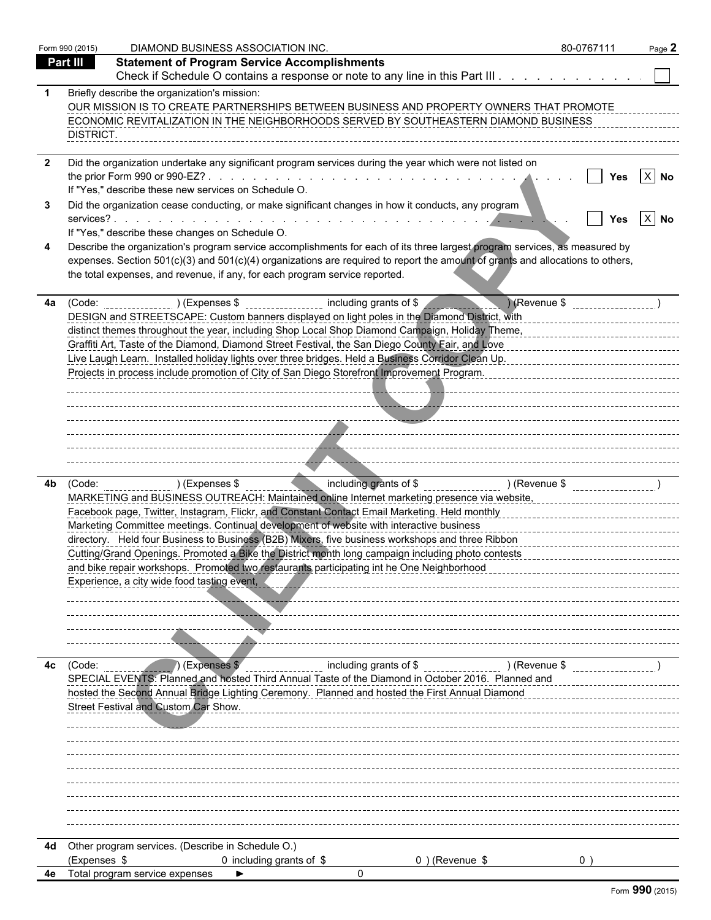Form 990 (2015) DIAMOND BUSINESS ASSOCIATION INC. 80-0767111 Page **2**

## Part III Statement of Program Service Accomplishments

Check if Schedule O contains a response or note to any line in this Part III . . . . . . . . . . . . ☐

**1** Briefly describe the organization's mission:

OUR MISSION IS TO CREATE PARTNERSHIPS BETWEEN BUSINESS AND PROPERTY OWNERS THAT PROMOTE ECONOMIC REVITALIZATION IN THE NEIGHBORHOODS SERVED BY SOUTHEASTERN DIAMOND BUSINESS DISTRICT.

**2** Did the organization undertake any significant program services during the year which were not listed on the prior Form 990 or 990-EZ? . . . . . . . . . . ☐ Yes ☒ No

If "Yes," describe these new services on Schedule O.

**3** Did the organization cease conducting, or make significant changes in how it conducts, any program services? . . . . . . . . . . ☐ Yes ☒ No

If "Yes," describe these changes on Schedule O.

**4** Describe the organization's program service accomplishments for each of its three largest program services, as measured by expenses. Section 501(c)(3) and 501(c)(4) organizations are required to report the amount of grants and allocations to others, the total expenses, and revenue, if any, for each program service reported.

**4a** (Code: ) (Expenses $ including grants of $ ) (Revenue $ )

DESIGN and STREETSCAPE: Custom banners displayed on light poles in the Diamond District, with distinct themes throughout the year, including Shop Local Shop Diamond Campaign, Holiday Theme, Graffiti Art, Taste of the Diamond, Diamond Street Festival, the San Diego County Fair, and Love Live Laugh Learn. Installed holiday lights over three bridges. Held a Business Corridor Clean Up. Projects in process include promotion of City of San Diego Storefront Improvement Program.

**4b** (Code: ) (Expenses $ including grants of $ ) (Revenue $ )

MARKETING and BUSINESS OUTREACH: Maintained online Internet marketing presence via website, Facebook page, Twitter, Instagram, Flickr, and Constant Contact Email Marketing. Held monthly Marketing Committee meetings. Continual development of website with interactive business directory. Held four Business to Business (B2B) Mixers, five business workshops and three Ribbon Cutting/Grand Openings. Promoted a Bike the District month long campaign including photo contests and bike repair workshops. Promoted two restaurants participating int he One Neighborhood Experience, a city wide food tasting event.

**4c** (Code: ) (Expenses $ including grants of $ ) (Revenue $ )

SPECIAL EVENTS: Planned and hosted Third Annual Taste of the Diamond in October 2016. Planned and hosted the Second Annual Bridge Lighting Ceremony. Planned and hosted the First Annual Diamond Street Festival and Custom Car Show.

**4d** Other program services. (Describe in Schedule O.)

(Expenses $ 0 including grants of $ 0 ) (Revenue $ 0 )

**4e** Total program service expenses ► 0

Form **990** (2015)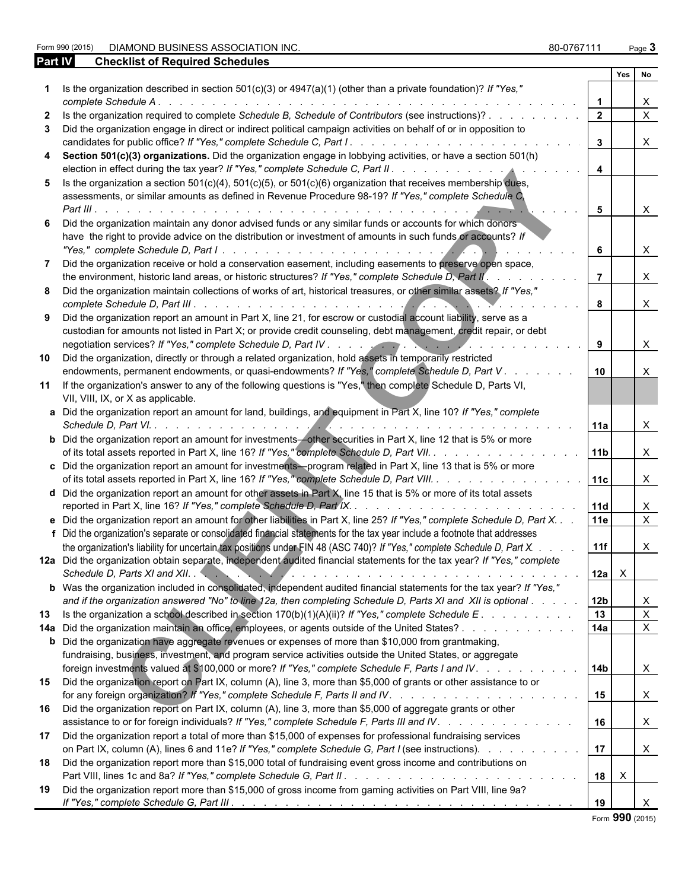Form 990 (2015) DIAMOND BUSINESS ASSOCIATION INC. 80-0767111

## Part IV Checklist of Required Schedules

| | | | Yes | No |
|---|---|---|---|---|
| **1** | Is the organization described in section 501(c)(3) or 4947(a)(1) (other than a private foundation)? *If "Yes," complete Schedule A* | 1 | | X |
| **2** | Is the organization required to complete *Schedule B, Schedule of Contributors* (see instructions)? | 2 | | X |
| **3** | Did the organization engage in direct or indirect political campaign activities on behalf of or in opposition to candidates for public office? *If "Yes," complete Schedule C, Part I* | 3 | | X |
| **4** | **Section 501(c)(3) organizations.** Did the organization engage in lobbying activities, or have a section 501(h) election in effect during the tax year? *If "Yes," complete Schedule C, Part II* | 4 | | |
| **5** | Is the organization a section 501(c)(4), 501(c)(5), or 501(c)(6) organization that receives membership dues, assessments, or similar amounts as defined in Revenue Procedure 98-19? *If "Yes," complete Schedule C, Part III* | 5 | | X |
| **6** | Did the organization maintain any donor advised funds or any similar funds or accounts for which donors have the right to provide advice on the distribution or investment of amounts in such funds or accounts? *If "Yes," complete Schedule D, Part I* | 6 | | X |
| **7** | Did the organization receive or hold a conservation easement, including easements to preserve open space, the environment, historic land areas, or historic structures? *If "Yes," complete Schedule D, Part II* | 7 | | X |
| **8** | Did the organization maintain collections of works of art, historical treasures, or other similar assets? *If "Yes," complete Schedule D, Part III* | 8 | | X |
| **9** | Did the organization report an amount in Part X, line 21, for escrow or custodial account liability, serve as a custodian for amounts not listed in Part X; or provide credit counseling, debt management, credit repair, or debt negotiation services? *If "Yes," complete Schedule D, Part IV* | 9 | | X |
| **10** | Did the organization, directly or through a related organization, hold assets in temporarily restricted endowments, permanent endowments, or quasi-endowments? *If "Yes," complete Schedule D, Part V* | 10 | | X |
| **11** | If the organization's answer to any of the following questions is "Yes," then complete Schedule D, Parts VI, VII, VIII, IX, or X as applicable. | | | |
| **a** | Did the organization report an amount for land, buildings, and equipment in Part X, line 10? *If "Yes," complete Schedule D, Part VI.* | 11a | | X |
| **b** | Did the organization report an amount for investments—other securities in Part X, line 12 that is 5% or more of its total assets reported in Part X, line 16? *If "Yes," complete Schedule D, Part VII.* | 11b | | X |
| **c** | Did the organization report an amount for investments—program related in Part X, line 13 that is 5% or more of its total assets reported in Part X, line 16? *If "Yes," complete Schedule D, Part VIII.* | 11c | | X |
| **d** | Did the organization report an amount for other assets in Part X, line 15 that is 5% or more of its total assets reported in Part X, line 16? *If "Yes," complete Schedule D, Part IX.* | 11d | | X |
| **e** | Did the organization report an amount for other liabilities in Part X, line 25? *If "Yes," complete Schedule D, Part X.* | 11e | | X |
| **f** | Did the organization's separate or consolidated financial statements for the tax year include a footnote that addresses the organization's liability for uncertain tax positions under FIN 48 (ASC 740)? *If "Yes," complete Schedule D, Part X.* | 11f | | X |
| **12a** | Did the organization obtain separate, independent audited financial statements for the tax year? *If "Yes," complete Schedule D, Parts XI and XII.* | 12a | X | |
| **b** | Was the organization included in consolidated, independent audited financial statements for the tax year? *If "Yes," and if the organization answered "No" to line 12a, then completing Schedule D, Parts XI and XII is optional* | 12b | | X |
| **13** | Is the organization a school described in section 170(b)(1)(A)(ii)? *If "Yes," complete Schedule E* | 13 | | X |
| **14a** | Did the organization maintain an office, employees, or agents outside of the United States? | 14a | | X |
| **b** | Did the organization have aggregate revenues or expenses of more than $10,000 from grantmaking, fundraising, business, investment, and program service activities outside the United States, or aggregate foreign investments valued at $100,000 or more? *If "Yes," complete Schedule F, Parts I and IV.* | 14b | | X |
| **15** | Did the organization report on Part IX, column (A), line 3, more than $5,000 of grants or other assistance to or for any foreign organization? *If "Yes," complete Schedule F, Parts II and IV.* | 15 | | X |
| **16** | Did the organization report on Part IX, column (A), line 3, more than $5,000 of aggregate grants or other assistance to or for foreign individuals? *If "Yes," complete Schedule F, Parts III and IV.* | 16 | | X |
| **17** | Did the organization report a total of more than $15,000 of expenses for professional fundraising services on Part IX, column (A), lines 6 and 11e? *If "Yes," complete Schedule G, Part I* (see instructions). | 17 | | X |
| **18** | Did the organization report more than $15,000 total of fundraising event gross income and contributions on Part VIII, lines 1c and 8a? *If "Yes," complete Schedule G, Part II.* | 18 | X | |
| **19** | Did the organization report more than $15,000 of gross income from gaming activities on Part VIII, line 9a? *If "Yes," complete Schedule G, Part III.* | 19 | | X |

Form **990** (2015)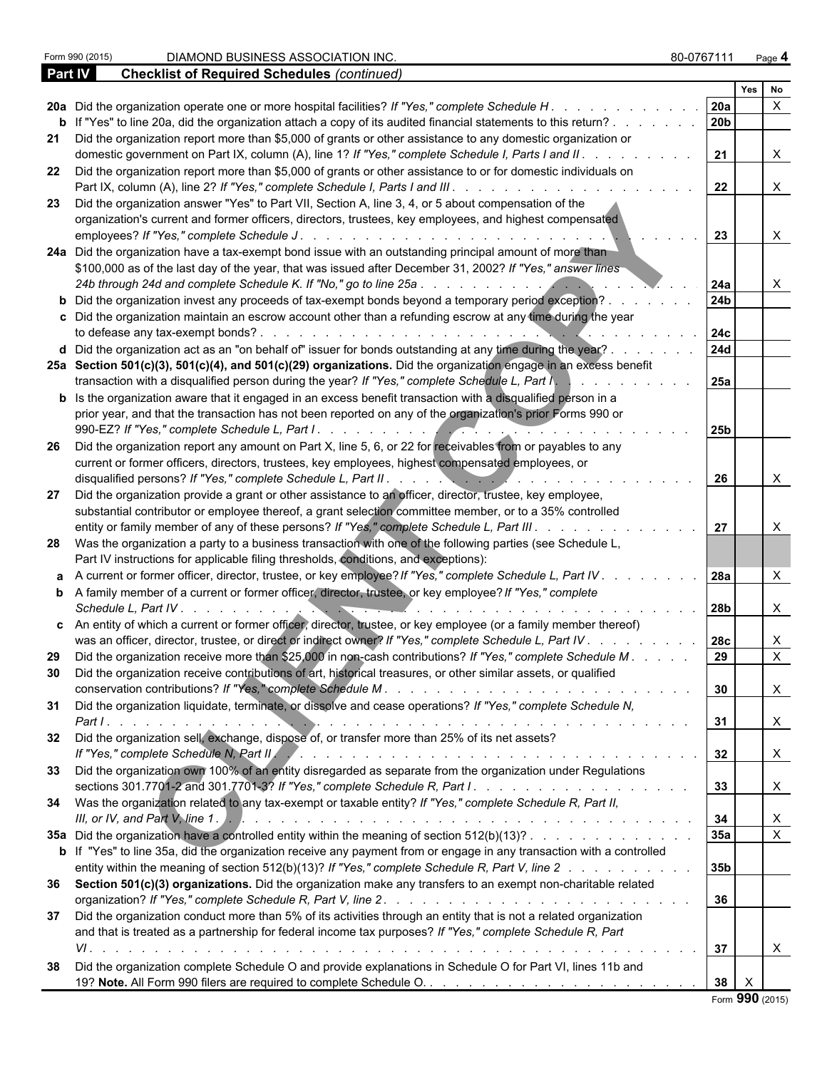Form 990 (2015) DIAMOND BUSINESS ASSOCIATION INC. 80-0767111 Page **4**

## Part IV Checklist of Required Schedules *(continued)*

| | | | Yes | No |
|---|---|---|---|---|
| **20a** | Did the organization operate one or more hospital facilities? *If "Yes," complete Schedule H* | **20a** | | X |
| **b** | If "Yes" to line 20a, did the organization attach a copy of its audited financial statements to this return? | **20b** | | |
| **21** | Did the organization report more than $5,000 of grants or other assistance to any domestic organization or domestic government on Part IX, column (A), line 1? *If "Yes," complete Schedule I, Parts I and II* | **21** | | X |
| **22** | Did the organization report more than $5,000 of grants or other assistance to or for domestic individuals on Part IX, column (A), line 2? *If "Yes," complete Schedule I, Parts I and III* | **22** | | X |
| **23** | Did the organization answer "Yes" to Part VII, Section A, line 3, 4, or 5 about compensation of the organization's current and former officers, directors, trustees, key employees, and highest compensated employees? *If "Yes," complete Schedule J* | **23** | | X |
| **24a** | Did the organization have a tax-exempt bond issue with an outstanding principal amount of more than $100,000 as of the last day of the year, that was issued after December 31, 2002? *If "Yes," answer lines 24b through 24d and complete Schedule K. If "No," go to line 25a* | **24a** | | X |
| **b** | Did the organization invest any proceeds of tax-exempt bonds beyond a temporary period exception? | **24b** | | |
| **c** | Did the organization maintain an escrow account other than a refunding escrow at any time during the year to defease any tax-exempt bonds? | **24c** | | |
| **d** | Did the organization act as an "on behalf of" issuer for bonds outstanding at any time during the year? | **24d** | | |
| **25a** | **Section 501(c)(3), 501(c)(4), and 501(c)(29) organizations.** Did the organization engage in an excess benefit transaction with a disqualified person during the year? *If "Yes," complete Schedule L, Part I* | **25a** | | |
| **b** | Is the organization aware that it engaged in an excess benefit transaction with a disqualified person in a prior year, and that the transaction has not been reported on any of the organization's prior Forms 990 or 990-EZ? *If "Yes," complete Schedule L, Part I* | **25b** | | |
| **26** | Did the organization report any amount on Part X, line 5, 6, or 22 for receivables from or payables to any current or former officers, directors, trustees, key employees, highest compensated employees, or disqualified persons? *If "Yes," complete Schedule L, Part II* | **26** | | X |
| **27** | Did the organization provide a grant or other assistance to an officer, director, trustee, key employee, substantial contributor or employee thereof, a grant selection committee member, or to a 35% controlled entity or family member of any of these persons? *If "Yes," complete Schedule L, Part III* | **27** | | X |
| **28** | Was the organization a party to a business transaction with one of the following parties (see Schedule L, Part IV instructions for applicable filing thresholds, conditions, and exceptions): | | | |
| **a** | A current or former officer, director, trustee, or key employee? *If "Yes," complete Schedule L, Part IV* | **28a** | | X |
| **b** | A family member of a current or former officer, director, trustee, or key employee? *If "Yes," complete Schedule L, Part IV* | **28b** | | X |
| **c** | An entity of which a current or former officer, director, trustee, or key employee (or a family member thereof) was an officer, director, trustee, or direct or indirect owner? *If "Yes," complete Schedule L, Part IV* | **28c** | | X |
| **29** | Did the organization receive more than $25,000 in non-cash contributions? *If "Yes," complete Schedule M* | **29** | | X |
| **30** | Did the organization receive contributions of art, historical treasures, or other similar assets, or qualified conservation contributions? *If "Yes," complete Schedule M* | **30** | | X |
| **31** | Did the organization liquidate, terminate, or dissolve and cease operations? *If "Yes," complete Schedule N, Part I* | **31** | | X |
| **32** | Did the organization sell, exchange, dispose of, or transfer more than 25% of its net assets? *If "Yes," complete Schedule N, Part II* | **32** | | X |
| **33** | Did the organization own 100% of an entity disregarded as separate from the organization under Regulations sections 301.7701-2 and 301.7701-3? *If "Yes," complete Schedule R, Part I* | **33** | | X |
| **34** | Was the organization related to any tax-exempt or taxable entity? *If "Yes," complete Schedule R, Part II, III, or IV, and Part V, line 1* | **34** | | X |
| **35a** | Did the organization have a controlled entity within the meaning of section 512(b)(13)? | **35a** | | X |
| **b** | If "Yes" to line 35a, did the organization receive any payment from or engage in any transaction with a controlled entity within the meaning of section 512(b)(13)? *If "Yes," complete Schedule R, Part V, line 2* | **35b** | | |
| **36** | **Section 501(c)(3) organizations.** Did the organization make any transfers to an exempt non-charitable related organization? *If "Yes," complete Schedule R, Part V, line 2* | **36** | | |
| **37** | Did the organization conduct more than 5% of its activities through an entity that is not a related organization and that is treated as a partnership for federal income tax purposes? *If "Yes," complete Schedule R, Part VI* | **37** | | X |
| **38** | Did the organization complete Schedule O and provide explanations in Schedule O for Part VI, lines 11b and 19? **Note.** All Form 990 filers are required to complete Schedule O. | **38** | X | |

Form **990** (2015)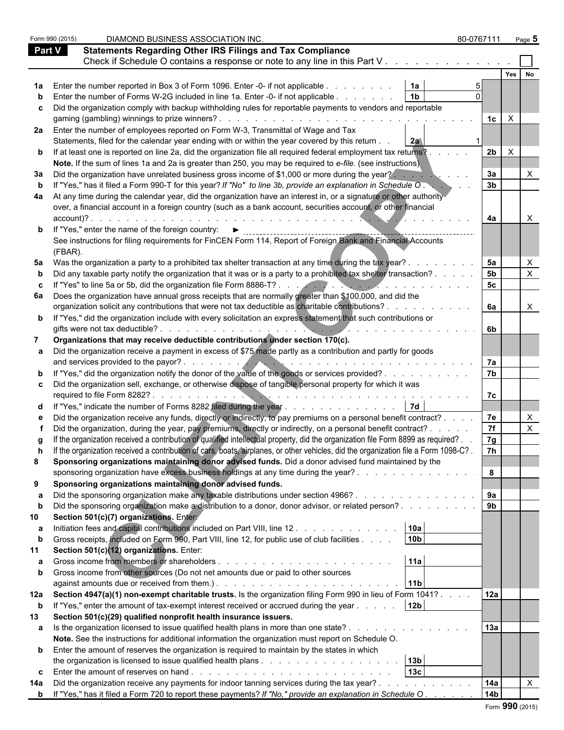Form 990 (2015) DIAMOND BUSINESS ASSOCIATION INC. 80-0767111 Page **5**

## Part V Statements Regarding Other IRS Filings and Tax Compliance

Check if Schedule O contains a response or note to any line in this Part V . . . . . . . . . . . . . ☐

| | | | | | Yes | No |
|---|---|---|---|---|---|---|
| **1a** | Enter the number reported in Box 3 of Form 1096. Enter -0- if not applicable | 1a | 5 | | | |
| **b** | Enter the number of Forms W-2G included in line 1a. Enter -0- if not applicable | 1b | 0 | | | |
| **c** | Did the organization comply with backup withholding rules for reportable payments to vendors and reportable gaming (gambling) winnings to prize winners? | | | 1c | X | |
| **2a** | Enter the number of employees reported on Form W-3, Transmittal of Wage and Tax Statements, filed for the calendar year ending with or within the year covered by this return | 2a | 1 | | | |
| **b** | If at least one is reported on line 2a, did the organization file all required federal employment tax returns? | | | 2b | X | |
| | **Note.** If the sum of lines 1a and 2a is greater than 250, you may be required to *e-file.* (see instructions) | | | | | |
| **3a** | Did the organization have unrelated business gross income of $1,000 or more during the year? | | | 3a | | X |
| **b** | If "Yes," has it filed a Form 990-T for this year? *If "No" to line 3b, provide an explanation in Schedule O* | | | 3b | | |
| **4a** | At any time during the calendar year, did the organization have an interest in, or a signature or other authority over, a financial account in a foreign country (such as a bank account, securities account, or other financial account)? | | | 4a | | X |
| **b** | If "Yes," enter the name of the foreign country: ► | | | | | |
| | See instructions for filing requirements for FinCEN Form 114, Report of Foreign Bank and Financial Accounts (FBAR). | | | | | |
| **5a** | Was the organization a party to a prohibited tax shelter transaction at any time during the tax year? | | | 5a | | X |
| **b** | Did any taxable party notify the organization that it was or is a party to a prohibited tax shelter transaction? | | | 5b | | X |
| **c** | If "Yes" to line 5a or 5b, did the organization file Form 8886-T? | | | 5c | | |
| **6a** | Does the organization have annual gross receipts that are normally greater than $100,000, and did the organization solicit any contributions that were not tax deductible as charitable contributions? | | | 6a | | X |
| **b** | If "Yes," did the organization include with every solicitation an express statement that such contributions or gifts were not tax deductible? | | | 6b | | |
| **7** | **Organizations that may receive deductible contributions under section 170(c).** | | | | | |
| **a** | Did the organization receive a payment in excess of $75 made partly as a contribution and partly for goods and services provided to the payor? | | | 7a | | |
| **b** | If "Yes," did the organization notify the donor of the value of the goods or services provided? | | | 7b | | |
| **c** | Did the organization sell, exchange, or otherwise dispose of tangible personal property for which it was required to file Form 8282? | | | 7c | | |
| **d** | If "Yes," indicate the number of Forms 8282 filed during the year | 7d | | | | |
| **e** | Did the organization receive any funds, directly or indirectly, to pay premiums on a personal benefit contract? | | | 7e | | X |
| **f** | Did the organization, during the year, pay premiums, directly or indirectly, on a personal benefit contract? | | | 7f | | X |
| **g** | If the organization received a contribution of qualified intellectual property, did the organization file Form 8899 as required? | | | 7g | | |
| **h** | If the organization received a contribution of cars, boats, airplanes, or other vehicles, did the organization file a Form 1098-C? | | | 7h | | |
| **8** | **Sponsoring organizations maintaining donor advised funds.** Did a donor advised fund maintained by the sponsoring organization have excess business holdings at any time during the year? | | | 8 | | |
| **9** | **Sponsoring organizations maintaining donor advised funds.** | | | | | |
| **a** | Did the sponsoring organization make any taxable distributions under section 4966? | | | 9a | | |
| **b** | Did the sponsoring organization make a distribution to a donor, donor advisor, or related person? | | | 9b | | |
| **10** | **Section 501(c)(7) organizations.** Enter: | | | | | |
| **a** | Initiation fees and capital contributions included on Part VIII, line 12 | 10a | | | | |
| **b** | Gross receipts, included on Form 990, Part VIII, line 12, for public use of club facilities | 10b | | | | |
| **11** | **Section 501(c)(12) organizations.** Enter: | | | | | |
| **a** | Gross income from members or shareholders | 11a | | | | |
| **b** | Gross income from other sources (Do not net amounts due or paid to other sources against amounts due or received from them.) | 11b | | | | |
| **12a** | **Section 4947(a)(1) non-exempt charitable trusts.** Is the organization filing Form 990 in lieu of Form 1041? | | | 12a | | |
| **b** | If "Yes," enter the amount of tax-exempt interest received or accrued during the year | 12b | | | | |
| **13** | **Section 501(c)(29) qualified nonprofit health insurance issuers.** | | | | | |
| **a** | Is the organization licensed to issue qualified health plans in more than one state? | | | 13a | | |
| | **Note.** See the instructions for additional information the organization must report on Schedule O. | | | | | |
| **b** | Enter the amount of reserves the organization is required to maintain by the states in which the organization is licensed to issue qualified health plans | 13b | | | | |
| **c** | Enter the amount of reserves on hand | 13c | | | | |
| **14a** | Did the organization receive any payments for indoor tanning services during the tax year? | | | 14a | | X |
| **b** | If "Yes," has it filed a Form 720 to report these payments? *If "No," provide an explanation in Schedule O* | | | 14b | | |

Form **990** (2015)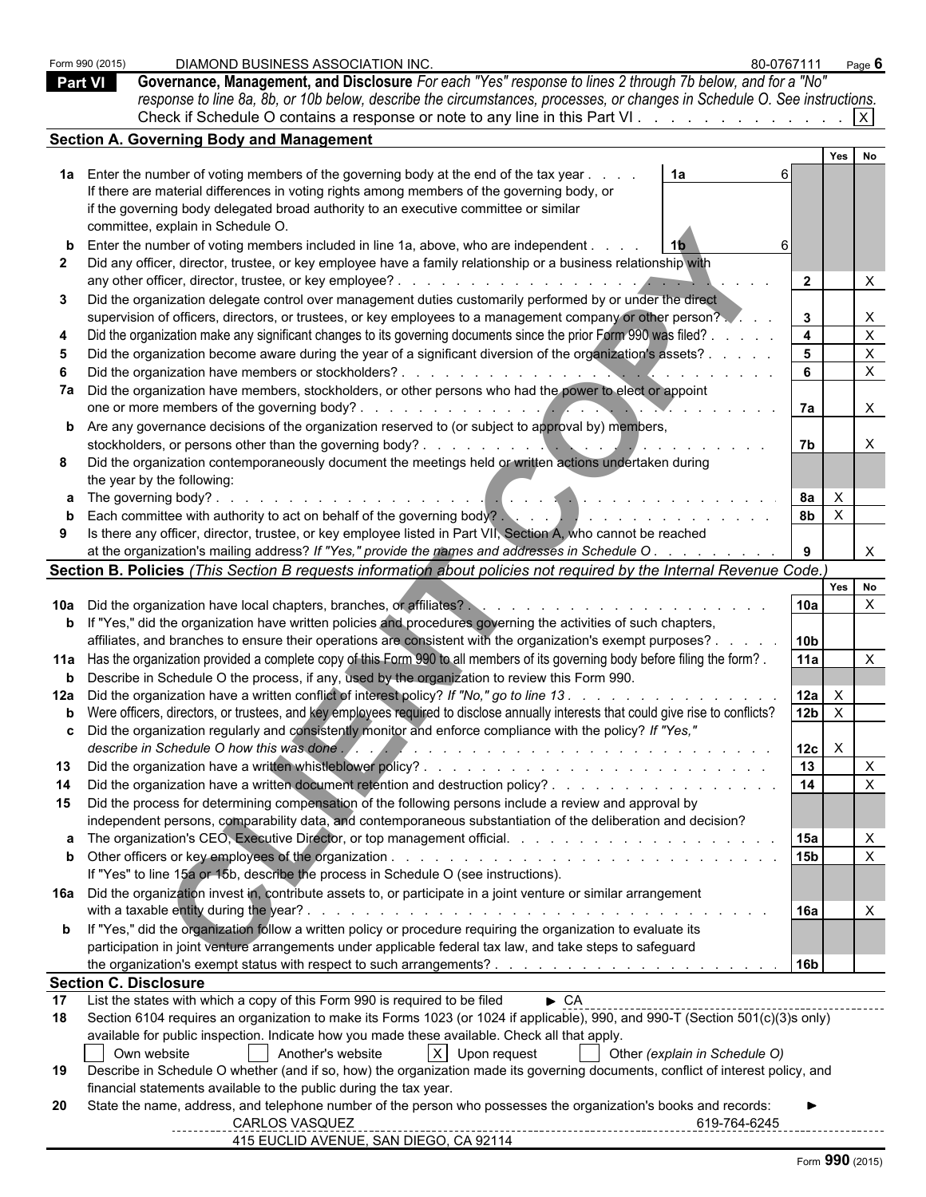Form 990 (2015) DIAMOND BUSINESS ASSOCIATION INC. 80-0767111 Page **6**

## Part VI Governance, Management, and Disclosure

*For each "Yes" response to lines 2 through 7b below, and for a "No" response to line 8a, 8b, or 10b below, describe the circumstances, processes, or changes in Schedule O. See instructions.*

Check if Schedule O contains a response or note to any line in this Part VI . . . . . . . . . . . . . . [X]

### Section A. Governing Body and Management

| | | | | Yes | No |
|---|---|---|---|---|---|
| **1a** | Enter the number of voting members of the governing body at the end of the tax year . . . . **1a** 6<br>If there are material differences in voting rights among members of the governing body, or if the governing body delegated broad authority to an executive committee or similar committee, explain in Schedule O. | | | | |
| **b** | Enter the number of voting members included in line 1a, above, who are independent . . . . **1b** 6 | | | | |
| **2** | Did any officer, director, trustee, or key employee have a family relationship or a business relationship with any other officer, director, trustee, or key employee? . . . . . . . . . . | **2** | | | X |
| **3** | Did the organization delegate control over management duties customarily performed by or under the direct supervision of officers, directors, or trustees, or key employees to a management company or other person? . . . | **3** | | | X |
| **4** | Did the organization make any significant changes to its governing documents since the prior Form 990 was filed? . . . . . | **4** | | | X |
| **5** | Did the organization become aware during the year of a significant diversion of the organization's assets? . . . . . | **5** | | | X |
| **6** | Did the organization have members or stockholders? . . . . . . . . . . | **6** | | | X |
| **7a** | Did the organization have members, stockholders, or other persons who had the power to elect or appoint one or more members of the governing body? . . . . . . . . . . | **7a** | | | X |
| **b** | Are any governance decisions of the organization reserved to (or subject to approval by) members, stockholders, or persons other than the governing body? . . . . . . . . . . | **7b** | | | X |
| **8** | Did the organization contemporaneously document the meetings held or written actions undertaken during the year by the following: | | | | |
| **a** | The governing body? . . . . . . . . . . | **8a** | | X | |
| **b** | Each committee with authority to act on behalf of the governing body? . . . . . . . . . . | **8b** | | X | |
| **9** | Is there any officer, director, trustee, or key employee listed in Part VII, Section A, who cannot be reached at the organization's mailing address? *If "Yes," provide the names and addresses in Schedule O* . . . . . . . . . | **9** | | | X |

### Section B. Policies *(This Section B requests information about policies not required by the Internal Revenue Code.)*

| | | | Yes | No |
|---|---|---|---|---|
| **10a** | Did the organization have local chapters, branches, or affiliates? . . . . . . . . . . | **10a** | | X |
| **b** | If "Yes," did the organization have written policies and procedures governing the activities of such chapters, affiliates, and branches to ensure their operations are consistent with the organization's exempt purposes? . . . . . | **10b** | | |
| **11a** | Has the organization provided a complete copy of this Form 990 to all members of its governing body before filing the form? . | **11a** | | X |
| **b** | Describe in Schedule O the process, if any, used by the organization to review this Form 990. | | | |
| **12a** | Did the organization have a written conflict of interest policy? *If "No," go to line 13* . . . . . . . . . . | **12a** | X | |
| **b** | Were officers, directors, or trustees, and key employees required to disclose annually interests that could give rise to conflicts? | **12b** | X | |
| **c** | Did the organization regularly and consistently monitor and enforce compliance with the policy? *If "Yes," describe in Schedule O how this was done* . . . . . . . . . . | **12c** | X | |
| **13** | Did the organization have a written whistleblower policy? . . . . . . . . . . | **13** | | X |
| **14** | Did the organization have a written document retention and destruction policy? . . . . . . . . . . | **14** | | X |
| **15** | Did the process for determining compensation of the following persons include a review and approval by independent persons, comparability data, and contemporaneous substantiation of the deliberation and decision? | | | |
| **a** | The organization's CEO, Executive Director, or top management official. . . . . . . . . . | **15a** | | X |
| **b** | Other officers or key employees of the organization . . . . . . . . . . | **15b** | | X |
| | If "Yes" to line 15a or 15b, describe the process in Schedule O (see instructions). | | | |
| **16a** | Did the organization invest in, contribute assets to, or participate in a joint venture or similar arrangement with a taxable entity during the year? . . . . . . . . . . | **16a** | | X |
| **b** | If "Yes," did the organization follow a written policy or procedure requiring the organization to evaluate its participation in joint venture arrangements under applicable federal tax law, and take steps to safeguard the organization's exempt status with respect to such arrangements? . . . . . . . . . . | **16b** | | |

### Section C. Disclosure

**17** List the states with which a copy of this Form 990 is required to be filed ► CA

**18** Section 6104 requires an organization to make its Forms 1023 (or 1024 if applicable), 990, and 990-T (Section 501(c)(3)s only) available for public inspection. Indicate how you made these available. Check all that apply.

[ ] Own website [ ] Another's website [X] Upon request [ ] Other *(explain in Schedule O)*

**19** Describe in Schedule O whether (and if so, how) the organization made its governing documents, conflict of interest policy, and financial statements available to the public during the tax year.

**20** State the name, address, and telephone number of the person who possesses the organization's books and records: ►

CARLOS VASQUEZ 619-764-6245
415 EUCLID AVENUE, SAN DIEGO, CA 92114

Form **990** (2015)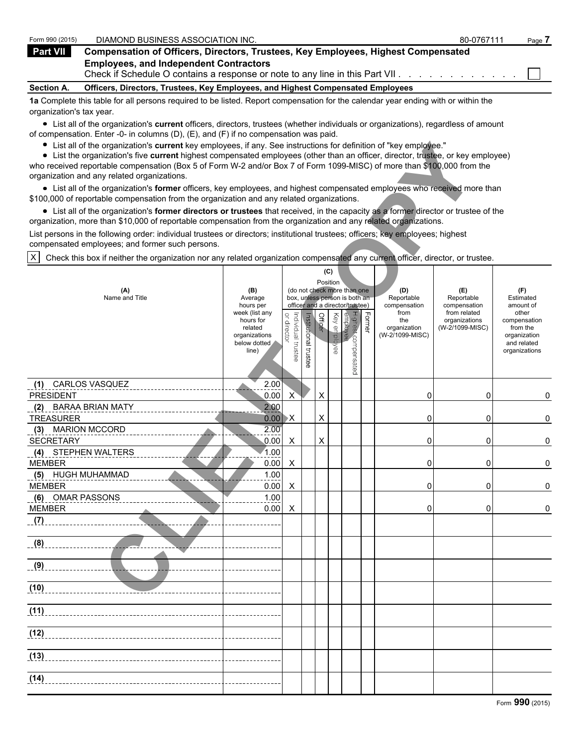Form 990 (2015) DIAMOND BUSINESS ASSOCIATION INC. 80-0767111

## Part VII Compensation of Officers, Directors, Trustees, Key Employees, Highest Compensated Employees, and Independent Contractors

Check if Schedule O contains a response or note to any line in this Part VII . . . . . . . . . . . . ☐

**Section A. Officers, Directors, Trustees, Key Employees, and Highest Compensated Employees**

**1a** Complete this table for all persons required to be listed. Report compensation for the calendar year ending with or within the organization's tax year.

- List all of the organization's **current** officers, directors, trustees (whether individuals or organizations), regardless of amount of compensation. Enter -0- in columns (D), (E), and (F) if no compensation was paid.
- List all of the organization's **current** key employees, if any. See instructions for definition of "key employee."
- List the organization's five **current** highest compensated employees (other than an officer, director, trustee, or key employee) who received reportable compensation (Box 5 of Form W-2 and/or Box 7 of Form 1099-MISC) of more than $100,000 from the organization and any related organizations.
- List all of the organization's **former** officers, key employees, and highest compensated employees who received more than $100,000 of reportable compensation from the organization and any related organizations.
- List all of the organization's **former directors or trustees** that received, in the capacity as a former director or trustee of the organization, more than $10,000 of reportable compensation from the organization and any related organizations.

List persons in the following order: individual trustees or directors; institutional trustees; officers; key employees; highest compensated employees; and former such persons.

☒ Check this box if neither the organization nor any related organization compensated any current officer, director, or trustee.

| (A) Name and Title | (B) Average hours per week (list any hours for related organizations below dotted line) | (C) Position: Individual trustee or director | Institutional trustee | Officer | Key employee | Highest compensated employee | Former | (D) Reportable compensation from the organization (W-2/1099-MISC) | (E) Reportable compensation from related organizations (W-2/1099-MISC) | (F) Estimated amount of other compensation from the organization and related organizations |
|---|---|---|---|---|---|---|---|---|---|---|
| (1) CARLOS VASQUEZ<br>PRESIDENT | 2.00<br>0.00 | X | | X | | | | 0 | 0 | 0 |
| (2) BARAA BRIAN MATY<br>TREASURER | 2.00<br>0.00 | X | | X | | | | 0 | 0 | 0 |
| (3) MARION MCCORD<br>SECRETARY | 2.00<br>0.00 | X | | X | | | | 0 | 0 | 0 |
| (4) STEPHEN WALTERS<br>MEMBER | 1.00<br>0.00 | X | | | | | | 0 | 0 | 0 |
| (5) HUGH MUHAMMAD<br>MEMBER | 1.00<br>0.00 | X | | | | | | 0 | 0 | 0 |
| (6) OMAR PASSONS<br>MEMBER | 1.00<br>0.00 | X | | | | | | 0 | 0 | 0 |
| (7) | | | | | | | | | | |
| (8) | | | | | | | | | | |
| (9) | | | | | | | | | | |
| (10) | | | | | | | | | | |
| (11) | | | | | | | | | | |
| (12) | | | | | | | | | | |
| (13) | | | | | | | | | | |
| (14) | | | | | | | | | | |

Form **990** (2015)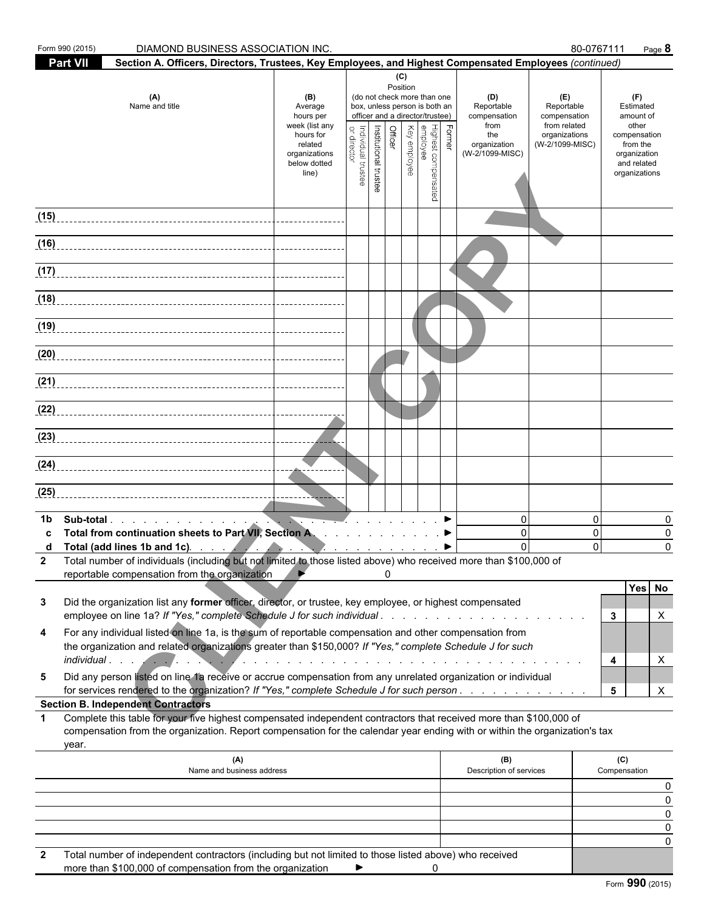Form 990 (2015) DIAMOND BUSINESS ASSOCIATION INC. 80-0767111 Page **8**

## Part VII Section A. Officers, Directors, Trustees, Key Employees, and Highest Compensated Employees *(continued)*

| (A) Name and title | (B) Average hours per week (list any hours for related organizations below dotted line) | (C) Position (do not check more than one box, unless person is both an officer and a director/trustee): Individual trustee or director | Institutional trustee | Officer | Key employee | Highest compensated employee | Former | (D) Reportable compensation from the organization (W-2/1099-MISC) | (E) Reportable compensation from related organizations (W-2/1099-MISC) | (F) Estimated amount of other compensation from the organization and related organizations |
|---|---|---|---|---|---|---|---|---|---|---|
| (15) | | | | | | | | | | |
| (16) | | | | | | | | | | |
| (17) | | | | | | | | | | |
| (18) | | | | | | | | | | |
| (19) | | | | | | | | | | |
| (20) | | | | | | | | | | |
| (21) | | | | | | | | | | |
| (22) | | | | | | | | | | |
| (23) | | | | | | | | | | |
| (24) | | | | | | | | | | |
| (25) | | | | | | | | | | |
| **1b Sub-total** ▶ | | | | | | | | 0 | 0 | 0 |
| **c Total from continuation sheets to Part VII, Section A** ▶ | | | | | | | | 0 | 0 | 0 |
| **d Total (add lines 1b and 1c)** ▶ | | | | | | | | 0 | 0 | 0 |

**2** Total number of individuals (including but not limited to those listed above) who received more than $100,000 of reportable compensation from the organization ▶ 0

| | | | Yes | No |
|---|---|---|---|---|
| **3** | Did the organization list any **former** officer, director, or trustee, key employee, or highest compensated employee on line 1a? *If "Yes," complete Schedule J for such individual* | 3 | | X |
| **4** | For any individual listed on line 1a, is the sum of reportable compensation and other compensation from the organization and related organizations greater than $150,000? *If "Yes," complete Schedule J for such individual* | 4 | | X |
| **5** | Did any person listed on line 1a receive or accrue compensation from any unrelated organization or individual for services rendered to the organization? *If "Yes," complete Schedule J for such person* | 5 | | X |

### Section B. Independent Contractors

**1** Complete this table for your five highest compensated independent contractors that received more than $100,000 of compensation from the organization. Report compensation for the calendar year ending with or within the organization's tax year.

| (A) Name and business address | (B) Description of services | (C) Compensation |
|---|---|---|
| | | 0 |
| | | 0 |
| | | 0 |
| | | 0 |
| | | 0 |

**2** Total number of independent contractors (including but not limited to those listed above) who received more than $100,000 of compensation from the organization ▶ 0

Form **990** (2015)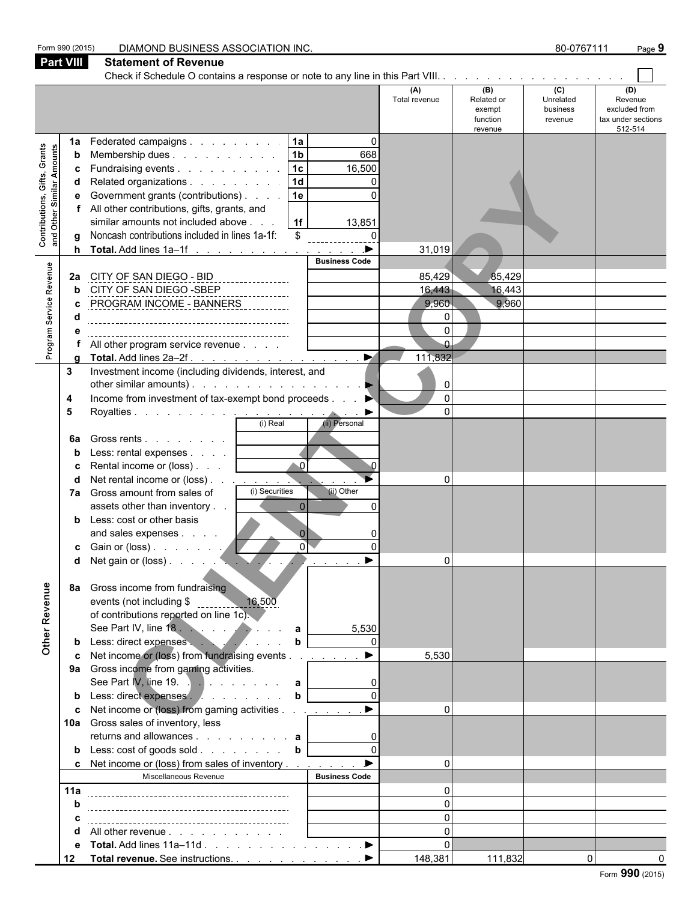Form 990 (2015) DIAMOND BUSINESS ASSOCIATION INC. 80-0767111

## Part VIII Statement of Revenue

Check if Schedule O contains a response or note to any line in this Part VIII. . . . . . . . . . . . . . . . . . ☐

| | | | | (A) Total revenue | (B) Related or exempt function revenue | (C) Unrelated business revenue | (D) Revenue excluded from tax under sections 512-514 |
|---|---|---|---|---|---|---|---|
| **Contributions, Gifts, Grants and Other Similar Amounts** | 1a | Federated campaigns . . . . . . . . . 1a | 0 | | | | |
| | b | Membership dues . . . . . . . . . . 1b | 668 | | | | |
| | c | Fundraising events . . . . . . . . . . 1c | 16,500 | | | | |
| | d | Related organizations . . . . . . . . . 1d | 0 | | | | |
| | e | Government grants (contributions) . . . . 1e | 0 | | | | |
| | f | All other contributions, gifts, grants, and similar amounts not included above . . . 1f | 13,851 | | | | |
| | g | Noncash contributions included in lines 1a-1f: $ | 0 | | | | |
| | h | **Total.** Add lines 1a–1f . . . . . . . . . . . . . . . ▶ | | 31,019 | | | |
| **Program Service Revenue** | | | Business Code | | | | |
| | 2a | CITY OF SAN DIEGO - BID | | 85,429 | 85,429 | | |
| | b | CITY OF SAN DIEGO -SBEP | | 16,443 | 16,443 | | |
| | c | PROGRAM INCOME - BANNERS | | 9,960 | 9,960 | | |
| | d | | | 0 | | | |
| | e | | | 0 | | | |
| | f | All other program service revenue . . . . | | 0 | | | |
| | g | **Total.** Add lines 2a–2f . . . . . . . . . . . . . . . . ▶ | | 111,832 | | | |
| **Other Revenue** | 3 | Investment income (including dividends, interest, and other similar amounts) . . . . . . . . . . . . . . . . ▶ | | 0 | | | |
| | 4 | Income from investment of tax-exempt bond proceeds . . . ▶ | | 0 | | | |
| | 5 | Royalties . . . . . . . . . . . . . . . . . . . . . ▶ | | 0 | | | |
| | | | (i) Real / (ii) Personal | | | | |
| | 6a | Gross rents . . . . . . . . | | | | | |
| | b | Less: rental expenses . . . . | | | | | |
| | c | Rental income or (loss) . . . (i) 0 | (ii) 0 | | | | |
| | d | Net rental income or (loss) . . . . . . . . . . . . . . ▶ | | 0 | | | |
| | | | (i) Securities / (ii) Other | | | | |
| | 7a | Gross amount from sales of assets other than inventory . . (i) 0 | (ii) 0 | | | | |
| | b | Less: cost or other basis and sales expenses . . . . (i) 0 | (ii) 0 | | | | |
| | c | Gain or (loss) . . . . . . . (i) 0 | (ii) 0 | | | | |
| | d | Net gain or (loss) . . . . . . . . . . . . . . . . . ▶ | | 0 | | | |
| | 8a | Gross income from fundraising events (not including $ 16,500 of contributions reported on line 1c). See Part IV, line 18 . . . . . . . . . . a | 5,530 | | | | |
| | b | Less: direct expenses . . . . . . . . . b | 0 | | | | |
| | c | Net income or (loss) from fundraising events . . . . . . . ▶ | | 5,530 | | | |
| | 9a | Gross income from gaming activities. See Part IV, line 19. . . . . . . . . . a | 0 | | | | |
| | b | Less: direct expenses . . . . . . . . . b | 0 | | | | |
| | c | Net income or (loss) from gaming activities . . . . . . . . ▶ | | 0 | | | |
| | 10a | Gross sales of inventory, less returns and allowances . . . . . . . . . . a | 0 | | | | |
| | b | Less: cost of goods sold . . . . . . . . b | 0 | | | | |
| | c | Net income or (loss) from sales of inventory . . . . . . . . ▶ | | 0 | | | |
| | | Miscellaneous Revenue | Business Code | | | | |
| | 11a | | | 0 | | | |
| | b | | | 0 | | | |
| | c | | | 0 | | | |
| | d | All other revenue . . . . . . . . . . . . | | 0 | | | |
| | e | **Total.** Add lines 11a–11d . . . . . . . . . . . . . . . ▶ | | 0 | | | |
| | 12 | **Total revenue.** See instructions. . . . . . . . . . . . . ▶ | | 148,381 | 111,832 | 0 | 0 |

Form **990** (2015)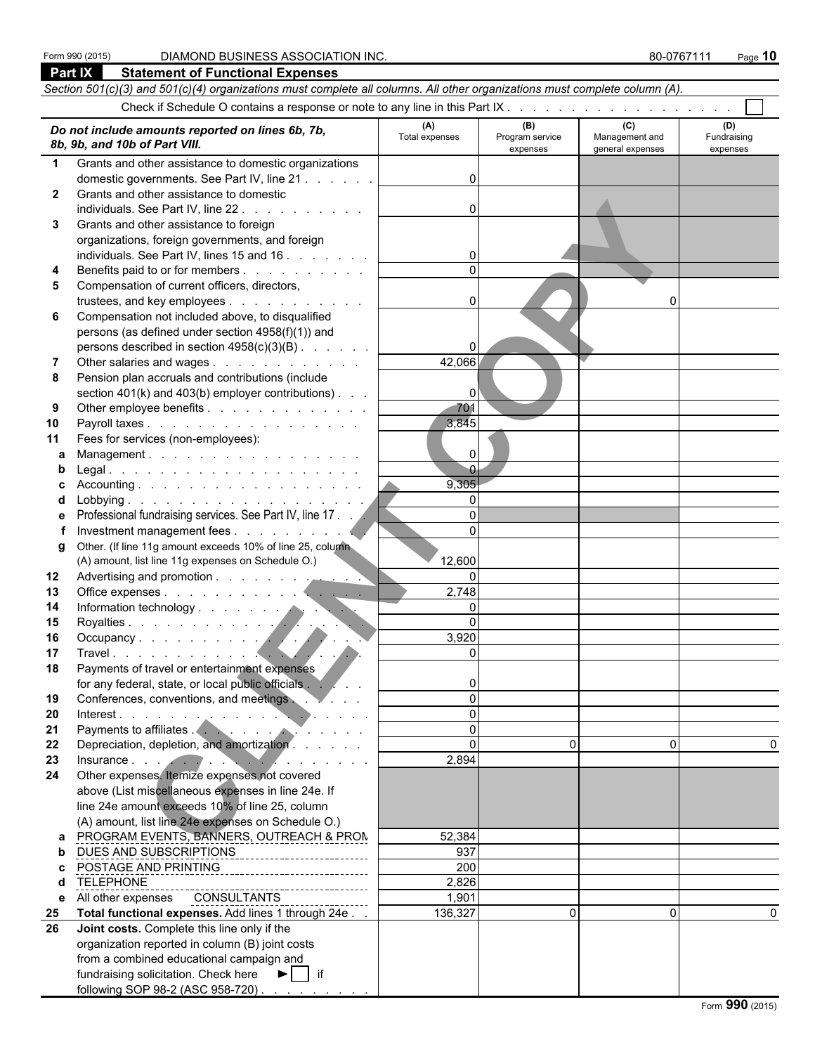Form 990 (2015) DIAMOND BUSINESS ASSOCIATION INC. 80-0767111

## Part IX Statement of Functional Expenses

*Section 501(c)(3) and 501(c)(4) organizations must complete all columns. All other organizations must complete column (A).*

Check if Schedule O contains a response or note to any line in this Part IX . . . . . . . . . . . . . . . . . . . ☐

| *Do not include amounts reported on lines 6b, 7b, 8b, 9b, and 10b of Part VIII.* | (A) Total expenses | (B) Program service expenses | (C) Management and general expenses | (D) Fundraising expenses |
|---|---|---|---|---|
| **1** Grants and other assistance to domestic organizations domestic governments. See Part IV, line 21 | 0 | | | |
| **2** Grants and other assistance to domestic individuals. See Part IV, line 22 | 0 | | | |
| **3** Grants and other assistance to foreign organizations, foreign governments, and foreign individuals. See Part IV, lines 15 and 16 | 0 | | | |
| **4** Benefits paid to or for members | 0 | | | |
| **5** Compensation of current officers, directors, trustees, and key employees | 0 | | 0 | |
| **6** Compensation not included above, to disqualified persons (as defined under section 4958(f)(1)) and persons described in section 4958(c)(3)(B) | 0 | | | |
| **7** Other salaries and wages | 42,066 | | | |
| **8** Pension plan accruals and contributions (include section 401(k) and 403(b) employer contributions) | 0 | | | |
| **9** Other employee benefits | 701 | | | |
| **10** Payroll taxes | 3,845 | | | |
| **11** Fees for services (non-employees): | | | | |
| **a** Management | 0 | | | |
| **b** Legal | 0 | | | |
| **c** Accounting | 9,305 | | | |
| **d** Lobbying | 0 | | | |
| **e** Professional fundraising services. See Part IV, line 17 | 0 | | | |
| **f** Investment management fees | 0 | | | |
| **g** Other. (If line 11g amount exceeds 10% of line 25, column (A) amount, list line 11g expenses on Schedule O.) | 12,600 | | | |
| **12** Advertising and promotion | 0 | | | |
| **13** Office expenses | 2,748 | | | |
| **14** Information technology | 0 | | | |
| **15** Royalties | 0 | | | |
| **16** Occupancy | 3,920 | | | |
| **17** Travel | 0 | | | |
| **18** Payments of travel or entertainment expenses for any federal, state, or local public officials | 0 | | | |
| **19** Conferences, conventions, and meetings | 0 | | | |
| **20** Interest | 0 | | | |
| **21** Payments to affiliates | 0 | | | |
| **22** Depreciation, depletion, and amortization | 0 | 0 | 0 | 0 |
| **23** Insurance | 2,894 | | | |
| **24** Other expenses. Itemize expenses not covered above (List miscellaneous expenses in line 24e. If line 24e amount exceeds 10% of line 25, column (A) amount, list line 24e expenses on Schedule O.) | | | | |
| **a** PROGRAM EVENTS, BANNERS, OUTREACH & PROM | 52,384 | | | |
| **b** DUES AND SUBSCRIPTIONS | 937 | | | |
| **c** POSTAGE AND PRINTING | 200 | | | |
| **d** TELEPHONE | 2,826 | | | |
| **e** All other expenses CONSULTANTS | 1,901 | | | |
| **25** **Total functional expenses.** Add lines 1 through 24e | 136,327 | 0 | 0 | 0 |
| **26** **Joint costs.** Complete this line only if the organization reported in column (B) joint costs from a combined educational campaign and fundraising solicitation. Check here ► ☐ if following SOP 98-2 (ASC 958-720) | | | | |

Form **990** (2015)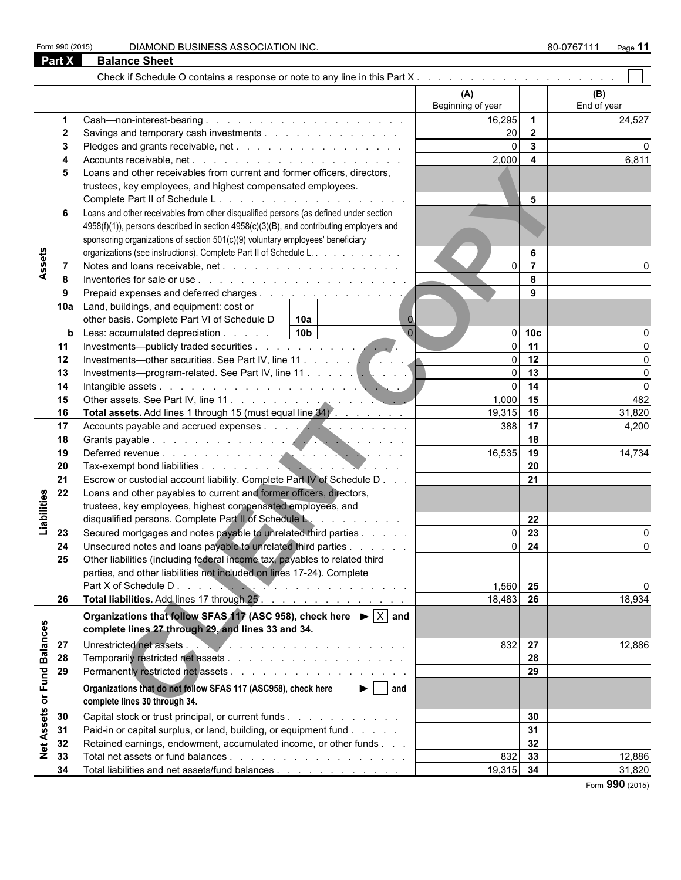Form 990 (2015) DIAMOND BUSINESS ASSOCIATION INC. 80-0767111

## Part X Balance Sheet

Check if Schedule O contains a response or note to any line in this Part X . . . . . . . . . . . . . . . . . . . . . ☐

| | | | (A) Beginning of year | | (B) End of year |
|---|---|---|---|---|---|
| **Assets** | 1 | Cash—non-interest-bearing | 16,295 | 1 | 24,527 |
| | 2 | Savings and temporary cash investments | 20 | 2 | |
| | 3 | Pledges and grants receivable, net | 0 | 3 | 0 |
| | 4 | Accounts receivable, net | 2,000 | 4 | 6,811 |
| | 5 | Loans and other receivables from current and former officers, directors, trustees, key employees, and highest compensated employees. Complete Part II of Schedule L | | 5 | |
| | 6 | Loans and other receivables from other disqualified persons (as defined under section 4958(f)(1)), persons described in section 4958(c)(3)(B), and contributing employers and sponsoring organizations of section 501(c)(9) voluntary employees' beneficiary organizations (see instructions). Complete Part II of Schedule L. | | 6 | |
| | 7 | Notes and loans receivable, net | 0 | 7 | 0 |
| | 8 | Inventories for sale or use | | 8 | |
| | 9 | Prepaid expenses and deferred charges | | 9 | |
| | 10a | Land, buildings, and equipment: cost or other basis. Complete Part VI of Schedule D — 10a: 0 | | | |
| | b | Less: accumulated depreciation — 10b: 0 | 0 | 10c | 0 |
| | 11 | Investments—publicly traded securities | 0 | 11 | 0 |
| | 12 | Investments—other securities. See Part IV, line 11 | 0 | 12 | 0 |
| | 13 | Investments—program-related. See Part IV, line 11 | 0 | 13 | 0 |
| | 14 | Intangible assets | 0 | 14 | 0 |
| | 15 | Other assets. See Part IV, line 11 | 1,000 | 15 | 482 |
| | 16 | **Total assets.** Add lines 1 through 15 (must equal line 34) | 19,315 | 16 | 31,820 |
| **Liabilities** | 17 | Accounts payable and accrued expenses | 388 | 17 | 4,200 |
| | 18 | Grants payable | | 18 | |
| | 19 | Deferred revenue | 16,535 | 19 | 14,734 |
| | 20 | Tax-exempt bond liabilities | | 20 | |
| | 21 | Escrow or custodial account liability. Complete Part IV of Schedule D | | 21 | |
| | 22 | Loans and other payables to current and former officers, directors, trustees, key employees, highest compensated employees, and disqualified persons. Complete Part II of Schedule L | | 22 | |
| | 23 | Secured mortgages and notes payable to unrelated third parties | 0 | 23 | 0 |
| | 24 | Unsecured notes and loans payable to unrelated third parties | 0 | 24 | 0 |
| | 25 | Other liabilities (including federal income tax, payables to related third parties, and other liabilities not included on lines 17-24). Complete Part X of Schedule D | 1,560 | 25 | 0 |
| | 26 | **Total liabilities.** Add lines 17 through 25 | 18,483 | 26 | 18,934 |
| **Net Assets or Fund Balances** | | **Organizations that follow SFAS 117 (ASC 958), check here ► ☒ and complete lines 27 through 29, and lines 33 and 34.** | | | |
| | 27 | Unrestricted net assets | 832 | 27 | 12,886 |
| | 28 | Temporarily restricted net assets | | 28 | |
| | 29 | Permanently restricted net assets | | 29 | |
| | | **Organizations that do not follow SFAS 117 (ASC958), check here ► ☐ and complete lines 30 through 34.** | | | |
| | 30 | Capital stock or trust principal, or current funds | | 30 | |
| | 31 | Paid-in or capital surplus, or land, building, or equipment fund | | 31 | |
| | 32 | Retained earnings, endowment, accumulated income, or other funds | | 32 | |
| | 33 | Total net assets or fund balances | 832 | 33 | 12,886 |
| | 34 | Total liabilities and net assets/fund balances | 19,315 | 34 | 31,820 |

Form **990** (2015)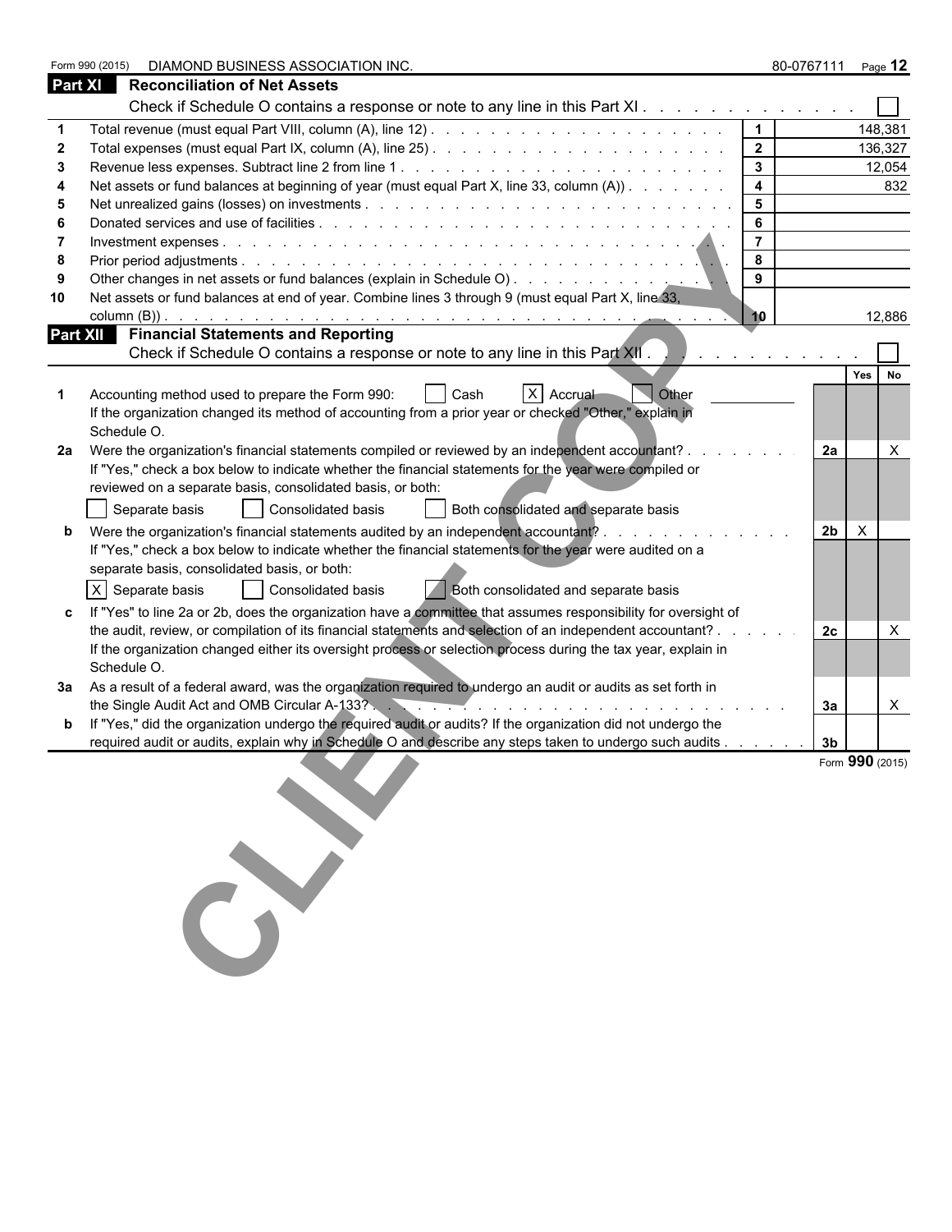Form 990 (2015) DIAMOND BUSINESS ASSOCIATION INC. 80-0767111 Page **12**

## Part XI Reconciliation of Net Assets

Check if Schedule O contains a response or note to any line in this Part XI . . . . . . . . . . . . . ☐

| | | | |
|---|---|---|---|
| 1 | Total revenue (must equal Part VIII, column (A), line 12) | 1 | 148,381 |
| 2 | Total expenses (must equal Part IX, column (A), line 25) | 2 | 136,327 |
| 3 | Revenue less expenses. Subtract line 2 from line 1 | 3 | 12,054 |
| 4 | Net assets or fund balances at beginning of year (must equal Part X, line 33, column (A)) | 4 | 832 |
| 5 | Net unrealized gains (losses) on investments | 5 | |
| 6 | Donated services and use of facilities | 6 | |
| 7 | Investment expenses | 7 | |
| 8 | Prior period adjustments | 8 | |
| 9 | Other changes in net assets or fund balances (explain in Schedule O) | 9 | |
| 10 | Net assets or fund balances at end of year. Combine lines 3 through 9 (must equal Part X, line 33, column (B)) | 10 | 12,886 |

## Part XII Financial Statements and Reporting

Check if Schedule O contains a response or note to any line in this Part XII . . . . . . . . . . . . ☐

| | | | Yes | No |
|---|---|---|---|---|
| 1 | Accounting method used to prepare the Form 990: ☐ Cash ☒ Accrual ☐ Other ________<br>If the organization changed its method of accounting from a prior year or checked "Other," explain in Schedule O. | | | |
| 2a | Were the organization's financial statements compiled or reviewed by an independent accountant?<br>If "Yes," check a box below to indicate whether the financial statements for the year were compiled or reviewed on a separate basis, consolidated basis, or both:<br>☐ Separate basis ☐ Consolidated basis ☐ Both consolidated and separate basis | 2a | | X |
| b | Were the organization's financial statements audited by an independent accountant?<br>If "Yes," check a box below to indicate whether the financial statements for the year were audited on a separate basis, consolidated basis, or both:<br>☒ Separate basis ☐ Consolidated basis ☐ Both consolidated and separate basis | 2b | X | |
| c | If "Yes" to line 2a or 2b, does the organization have a committee that assumes responsibility for oversight of the audit, review, or compilation of its financial statements and selection of an independent accountant?<br>If the organization changed either its oversight process or selection process during the tax year, explain in Schedule O. | 2c | | X |
| 3a | As a result of a federal award, was the organization required to undergo an audit or audits as set forth in the Single Audit Act and OMB Circular A-133? | 3a | | X |
| b | If "Yes," did the organization undergo the required audit or audits? If the organization did not undergo the required audit or audits, explain why in Schedule O and describe any steps taken to undergo such audits | 3b | | |

Form **990** (2015)

CLIENT COPY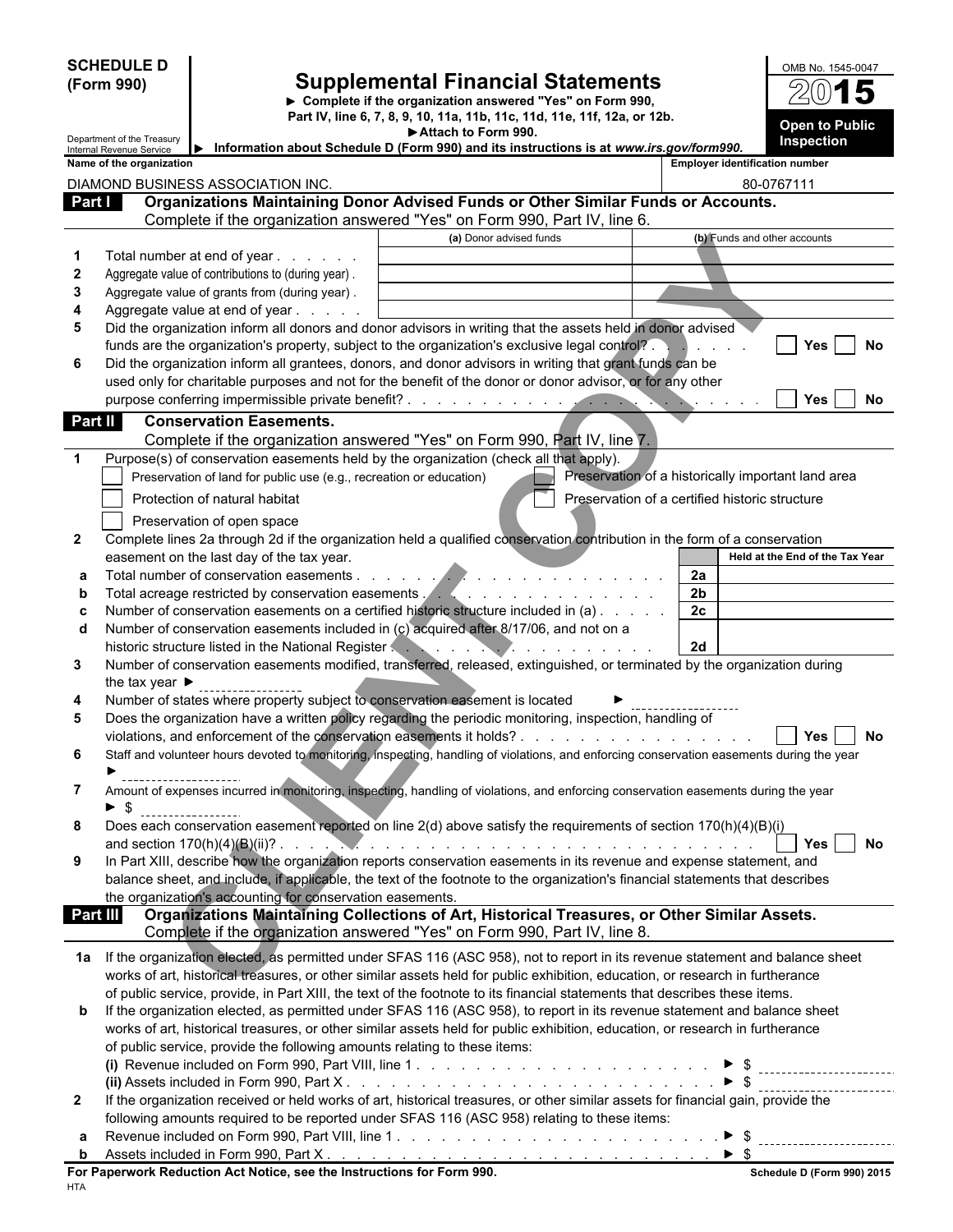**SCHEDULE D (Form 990)**

Department of the Treasury
Internal Revenue Service

# Supplemental Financial Statements

► Complete if the organization answered "Yes" on Form 990, Part IV, line 6, 7, 8, 9, 10, 11a, 11b, 11c, 11d, 11e, 11f, 12a, or 12b.

► Attach to Form 990.

► Information about Schedule D (Form 990) and its instructions is at www.irs.gov/form990.

OMB No. 1545-0047

**2015**

**Open to Public Inspection**

| Name of the organization | Employer identification number |
|---|---|
| DIAMOND BUSINESS ASSOCIATION INC. | 80-0767111 |

## Part I Organizations Maintaining Donor Advised Funds or Other Similar Funds or Accounts.

Complete if the organization answered "Yes" on Form 990, Part IV, line 6.

| | | (a) Donor advised funds | (b) Funds and other accounts |
|---|---|---|---|
| 1 | Total number at end of year | | |
| 2 | Aggregate value of contributions to (during year) | | |
| 3 | Aggregate value of grants from (during year) | | |
| 4 | Aggregate value at end of year | | |

5 Did the organization inform all donors and donor advisors in writing that the assets held in donor advised funds are the organization's property, subject to the organization's exclusive legal control? ☐ Yes ☐ No

6 Did the organization inform all grantees, donors, and donor advisors in writing that grant funds can be used only for charitable purposes and not for the benefit of the donor or donor advisor, or for any other purpose conferring impermissible private benefit? ☐ Yes ☐ No

## Part II Conservation Easements.

Complete if the organization answered "Yes" on Form 990, Part IV, line 7.

1 Purpose(s) of conservation easements held by the organization (check all that apply).

☐ Preservation of land for public use (e.g., recreation or education)
☐ Preservation of a historically important land area
☐ Protection of natural habitat
☐ Preservation of a certified historic structure
☐ Preservation of open space

2 Complete lines 2a through 2d if the organization held a qualified conservation contribution in the form of a conservation easement on the last day of the tax year.

| | | | Held at the End of the Tax Year |
|---|---|---|---|
| a | Total number of conservation easements | 2a | |
| b | Total acreage restricted by conservation easements | 2b | |
| c | Number of conservation easements on a certified historic structure included in (a) | 2c | |
| d | Number of conservation easements included in (c) acquired after 8/17/06, and not on a historic structure listed in the National Register | 2d | |

3 Number of conservation easements modified, transferred, released, extinguished, or terminated by the organization during the tax year ►

4 Number of states where property subject to conservation easement is located ►

5 Does the organization have a written policy regarding the periodic monitoring, inspection, handling of violations, and enforcement of the conservation easements it holds? ☐ Yes ☐ No

6 Staff and volunteer hours devoted to monitoring, inspecting, handling of violations, and enforcing conservation easements during the year ►

7 Amount of expenses incurred in monitoring, inspecting, handling of violations, and enforcing conservation easements during the year ► $

8 Does each conservation easement reported on line 2(d) above satisfy the requirements of section 170(h)(4)(B)(i) and section 170(h)(4)(B)(ii)? ☐ Yes ☐ No

9 In Part XIII, describe how the organization reports conservation easements in its revenue and expense statement, and balance sheet, and include, if applicable, the text of the footnote to the organization's financial statements that describes the organization's accounting for conservation easements.

## Part III Organizations Maintaining Collections of Art, Historical Treasures, or Other Similar Assets.

Complete if the organization answered "Yes" on Form 990, Part IV, line 8.

1a If the organization elected, as permitted under SFAS 116 (ASC 958), not to report in its revenue statement and balance sheet works of art, historical treasures, or other similar assets held for public exhibition, education, or research in furtherance of public service, provide, in Part XIII, the text of the footnote to its financial statements that describes these items.

b If the organization elected, as permitted under SFAS 116 (ASC 958), to report in its revenue statement and balance sheet works of art, historical treasures, or other similar assets held for public exhibition, education, or research in furtherance of public service, provide the following amounts relating to these items:

(i) Revenue included on Form 990, Part VIII, line 1 ► $

(ii) Assets included in Form 990, Part X ► $

2 If the organization received or held works of art, historical treasures, or other similar assets for financial gain, provide the following amounts required to be reported under SFAS 116 (ASC 958) relating to these items:

a Revenue included on Form 990, Part VIII, line 1 ► $

b Assets included in Form 990, Part X ► $

**For Paperwork Reduction Act Notice, see the Instructions for Form 990.**

Schedule D (Form 990) 2015

HTA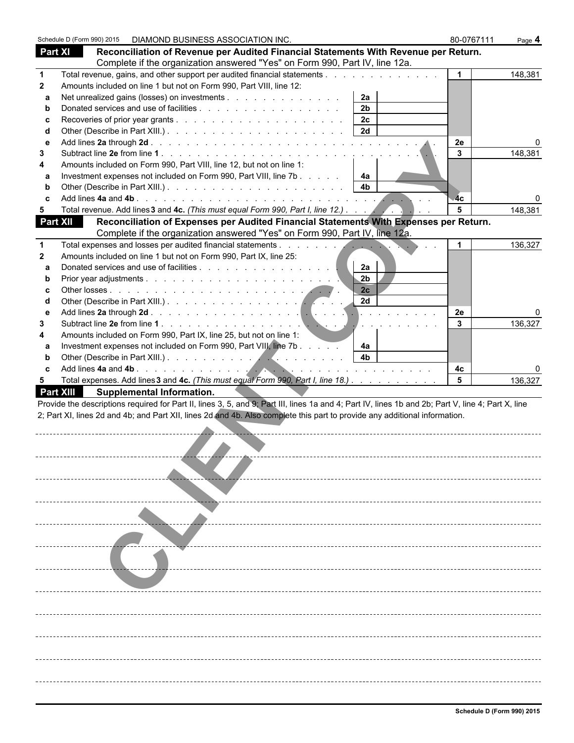Schedule D (Form 990) 2015 DIAMOND BUSINESS ASSOCIATION INC. 80-0767111

## Part XI Reconciliation of Revenue per Audited Financial Statements With Revenue per Return.

Complete if the organization answered "Yes" on Form 990, Part IV, line 12a.

| | | | | | |
|---|---|---|---|---|---|
| **1** | Total revenue, gains, and other support per audited financial statements | | | 1 | 148,381 |
| **2** | Amounts included on line 1 but not on Form 990, Part VIII, line 12: | | | | |
| a | Net unrealized gains (losses) on investments | 2a | | | |
| b | Donated services and use of facilities | 2b | | | |
| c | Recoveries of prior year grants | 2c | | | |
| d | Other (Describe in Part XIII.) | 2d | | | |
| e | Add lines **2a** through **2d** | | | 2e | 0 |
| **3** | Subtract line **2e** from line **1** | | | 3 | 148,381 |
| **4** | Amounts included on Form 990, Part VIII, line 12, but not on line 1: | | | | |
| a | Investment expenses not included on Form 990, Part VIII, line 7b | 4a | | | |
| b | Other (Describe in Part XIII.) | 4b | | | |
| c | Add lines **4a** and **4b** | | | 4c | 0 |
| **5** | Total revenue. Add lines **3** and **4c.** *(This must equal Form 990, Part I, line 12.)* | | | 5 | 148,381 |

## Part XII Reconciliation of Expenses per Audited Financial Statements With Expenses per Return.

Complete if the organization answered "Yes" on Form 990, Part IV, line 12a.

| | | | | | |
|---|---|---|---|---|---|
| **1** | Total expenses and losses per audited financial statements | | | 1 | 136,327 |
| **2** | Amounts included on line 1 but not on Form 990, Part IX, line 25: | | | | |
| a | Donated services and use of facilities | 2a | | | |
| b | Prior year adjustments | 2b | | | |
| c | Other losses | 2c | | | |
| d | Other (Describe in Part XIII.) | 2d | | | |
| e | Add lines **2a** through **2d** | | | 2e | 0 |
| **3** | Subtract line **2e** from line **1** | | | 3 | 136,327 |
| **4** | Amounts included on Form 990, Part IX, line 25, but not on line 1: | | | | |
| a | Investment expenses not included on Form 990, Part VIII, line 7b | 4a | | | |
| b | Other (Describe in Part XIII.) | 4b | | | |
| c | Add lines **4a** and **4b** | | | 4c | 0 |
| **5** | Total expenses. Add lines **3** and **4c.** *(This must equal Form 990, Part I, line 18.)* | | | 5 | 136,327 |

## Part XIII Supplemental Information.

Provide the descriptions required for Part II, lines 3, 5, and 9; Part III, lines 1a and 4; Part IV, lines 1b and 2b; Part V, line 4; Part X, line 2; Part XI, lines 2d and 4b; and Part XII, lines 2d and 4b. Also complete this part to provide any additional information.

CLIENT COPY

Schedule D (Form 990) 2015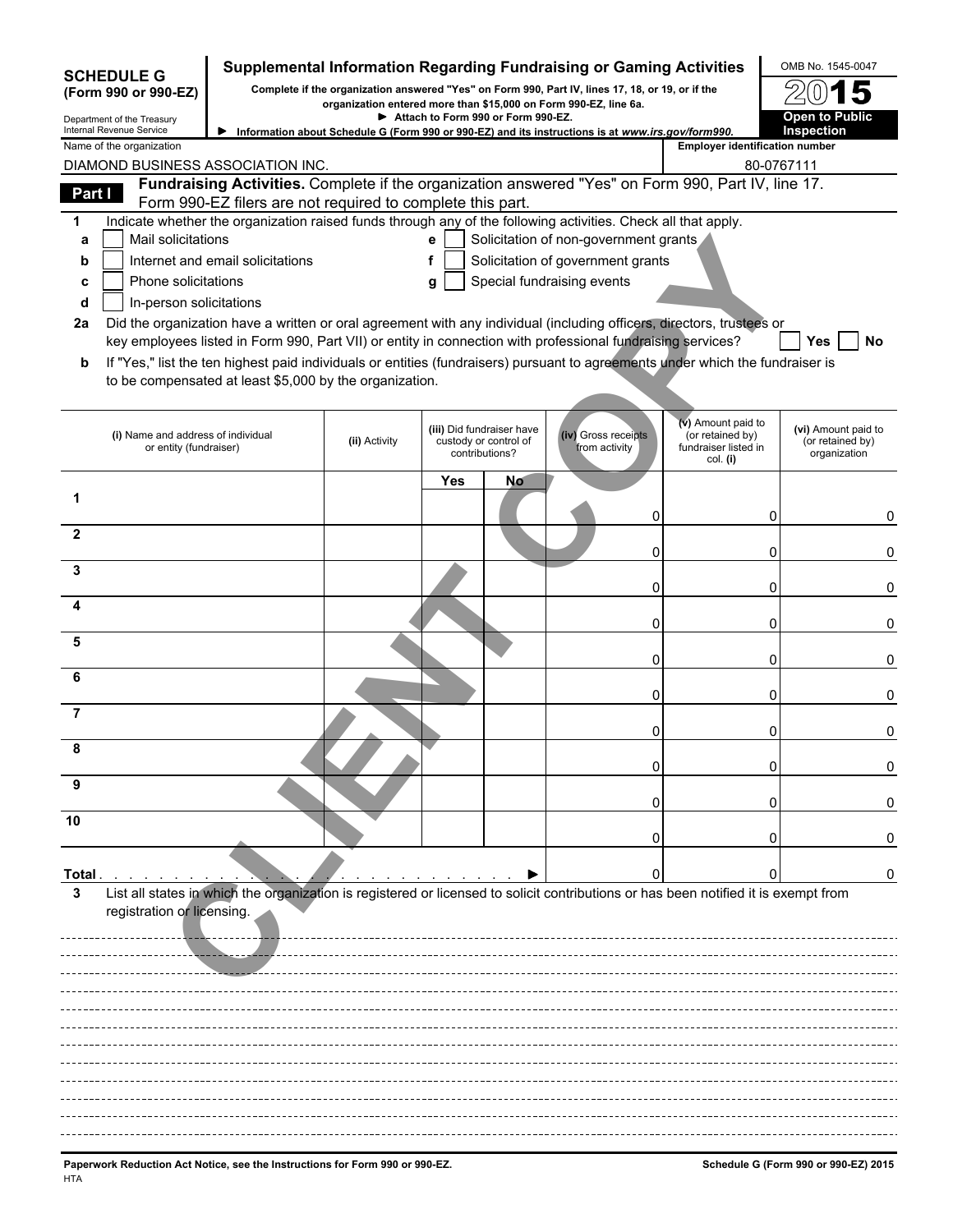**SCHEDULE G (Form 990 or 990-EZ)**

Department of the Treasury
Internal Revenue Service

# Supplemental Information Regarding Fundraising or Gaming Activities

**Complete if the organization answered "Yes" on Form 990, Part IV, lines 17, 18, or 19, or if the organization entered more than $15,000 on Form 990-EZ, line 6a.**

**► Attach to Form 990 or Form 990-EZ.**

**► Information about Schedule G (Form 990 or 990-EZ) and its instructions is at www.irs.gov/form990.**

OMB No. 1545-0047

**2015**

**Open to Public Inspection**

Name of the organization: DIAMOND BUSINESS ASSOCIATION INC.

Employer identification number: 80-0767111

CLIENT COPY

## Part I — Fundraising Activities.

Complete if the organization answered "Yes" on Form 990, Part IV, line 17. Form 990-EZ filers are not required to complete this part.

**1** Indicate whether the organization raised funds through any of the following activities. Check all that apply.

- **a** ☐ Mail solicitations
- **b** ☐ Internet and email solicitations
- **c** ☐ Phone solicitations
- **d** ☐ In-person solicitations
- **e** ☐ Solicitation of non-government grants
- **f** ☐ Solicitation of government grants
- **g** ☐ Special fundraising events

**2a** Did the organization have a written or oral agreement with any individual (including officers, directors, trustees or key employees listed in Form 990, Part VII) or entity in connection with professional fundraising services? ☐ **Yes** ☐ **No**

**b** If "Yes," list the ten highest paid individuals or entities (fundraisers) pursuant to agreements under which the fundraiser is to be compensated at least $5,000 by the organization.

| | (i) Name and address of individual or entity (fundraiser) | (ii) Activity | (iii) Did fundraiser have custody or control of contributions? | | (iv) Gross receipts from activity | (v) Amount paid to (or retained by) fundraiser listed in col. (i) | (vi) Amount paid to (or retained by) organization |
|---|---|---|---|---|---|---|---|
| | | | Yes | No | | | |
| 1 | | | | | 0 | 0 | 0 |
| 2 | | | | | 0 | 0 | 0 |
| 3 | | | | | 0 | 0 | 0 |
| 4 | | | | | 0 | 0 | 0 |
| 5 | | | | | 0 | 0 | 0 |
| 6 | | | | | 0 | 0 | 0 |
| 7 | | | | | 0 | 0 | 0 |
| 8 | | | | | 0 | 0 | 0 |
| 9 | | | | | 0 | 0 | 0 |
| 10 | | | | | 0 | 0 | 0 |
| **Total** ► | | | | | 0 | 0 | 0 |

**3** List all states in which the organization is registered or licensed to solicit contributions or has been notified it is exempt from registration or licensing.

**Paperwork Reduction Act Notice, see the Instructions for Form 990 or 990-EZ.**

HTA

**Schedule G (Form 990 or 990-EZ) 2015**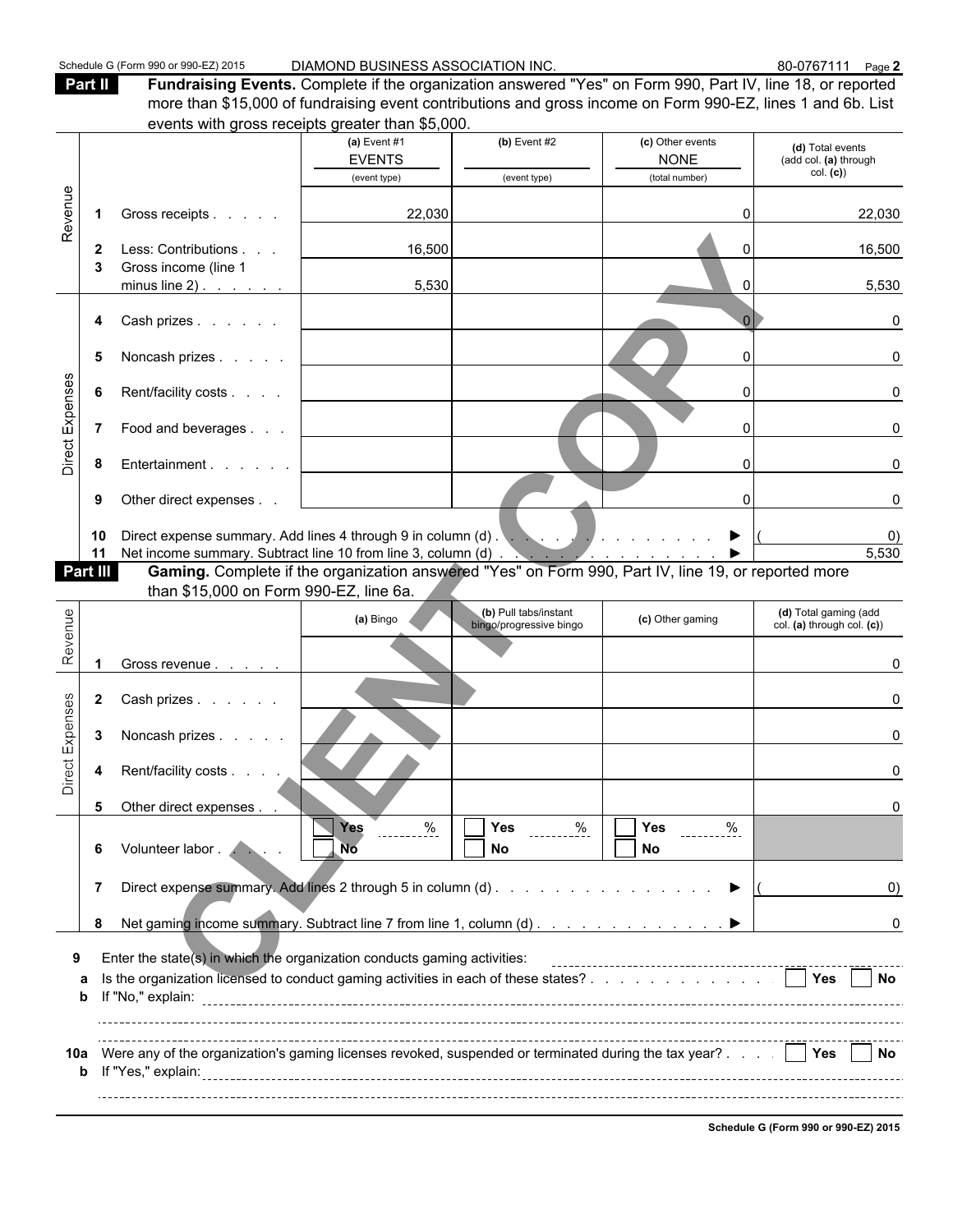Schedule G (Form 990 or 990-EZ) 2015 DIAMOND BUSINESS ASSOCIATION INC. 80-0767111 Page **2**

**Part II** **Fundraising Events.** Complete if the organization answered "Yes" on Form 990, Part IV, line 18, or reported more than $15,000 of fundraising event contributions and gross income on Form 990-EZ, lines 1 and 6b. List events with gross receipts greater than $5,000.

| | | | (a) Event #1 EVENTS (event type) | (b) Event #2 (event type) | (c) Other events NONE (total number) | (d) Total events (add col. (a) through col. (c)) |
|---|---|---|---|---|---|---|
| Revenue | 1 | Gross receipts | 22,030 | | 0 | 22,030 |
| | 2 | Less: Contributions | 16,500 | | 0 | 16,500 |
| | 3 | Gross income (line 1 minus line 2) | 5,530 | | 0 | 5,530 |
| Direct Expenses | 4 | Cash prizes | | | 0 | 0 |
| | 5 | Noncash prizes | | | 0 | 0 |
| | 6 | Rent/facility costs | | | 0 | 0 |
| | 7 | Food and beverages | | | 0 | 0 |
| | 8 | Entertainment | | | 0 | 0 |
| | 9 | Other direct expenses | | | 0 | 0 |
| | 10 | Direct expense summary. Add lines 4 through 9 in column (d) ▶ | | | | ( 0) |
| | 11 | Net income summary. Subtract line 10 from line 3, column (d) ▶ | | | | 5,530 |

**Part III** **Gaming.** Complete if the organization answered "Yes" on Form 990, Part IV, line 19, or reported more than $15,000 on Form 990-EZ, line 6a.

| | | | (a) Bingo | (b) Pull tabs/instant bingo/progressive bingo | (c) Other gaming | (d) Total gaming (add col. (a) through col. (c)) |
|---|---|---|---|---|---|---|
| Revenue | 1 | Gross revenue | | | | 0 |
| Direct Expenses | 2 | Cash prizes | | | | 0 |
| | 3 | Noncash prizes | | | | 0 |
| | 4 | Rent/facility costs | | | | 0 |
| | 5 | Other direct expenses | | | | 0 |
| | 6 | Volunteer labor | ☐ Yes ___ % ☐ No | ☐ Yes ___ % ☐ No | ☐ Yes ___ % ☐ No | |
| | 7 | Direct expense summary. Add lines 2 through 5 in column (d) ▶ | | | | ( 0) |
| | 8 | Net gaming income summary. Subtract line 7 from line 1, column (d) ▶ | | | | 0 |

**9** Enter the state(s) in which the organization conducts gaming activities:

**a** Is the organization licensed to conduct gaming activities in each of these states? ☐ Yes ☐ No

**b** If "No," explain:

**10a** Were any of the organization's gaming licenses revoked, suspended or terminated during the tax year? ☐ Yes ☐ No

**b** If "Yes," explain:

**Schedule G (Form 990 or 990-EZ) 2015**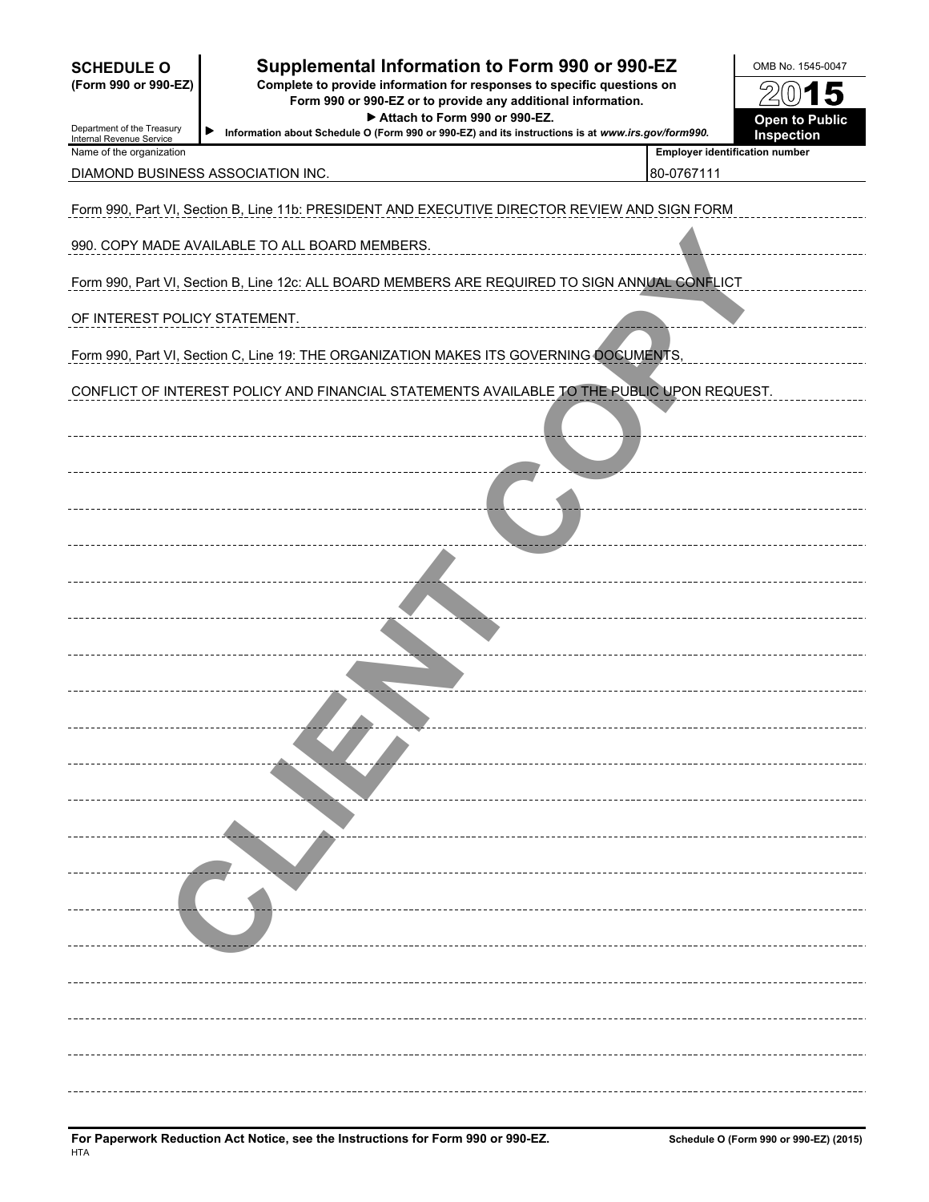**SCHEDULE O (Form 990 or 990-EZ)**

Department of the Treasury
Internal Revenue Service

# Supplemental Information to Form 990 or 990-EZ

**Complete to provide information for responses to specific questions on Form 990 or 990-EZ or to provide any additional information.**

**▶ Attach to Form 990 or 990-EZ.**

▶ **Information about Schedule O (Form 990 or 990-EZ) and its instructions is at *www.irs.gov/form990*.**

OMB No. 1545-0047

**2015**

**Open to Public Inspection**

| Name of the organization | Employer identification number |
|---|---|
| DIAMOND BUSINESS ASSOCIATION INC. | 80-0767111 |

Form 990, Part VI, Section B, Line 11b: PRESIDENT AND EXECUTIVE DIRECTOR REVIEW AND SIGN FORM 990. COPY MADE AVAILABLE TO ALL BOARD MEMBERS.

Form 990, Part VI, Section B, Line 12c: ALL BOARD MEMBERS ARE REQUIRED TO SIGN ANNUAL CONFLICT OF INTEREST POLICY STATEMENT.

Form 990, Part VI, Section C, Line 19: THE ORGANIZATION MAKES ITS GOVERNING DOCUMENTS, CONFLICT OF INTEREST POLICY AND FINANCIAL STATEMENTS AVAILABLE TO THE PUBLIC UPON REQUEST.

CLIENT COPY

**For Paperwork Reduction Act Notice, see the Instructions for Form 990 or 990-EZ.**
HTA

**Schedule O (Form 990 or 990-EZ) (2015)**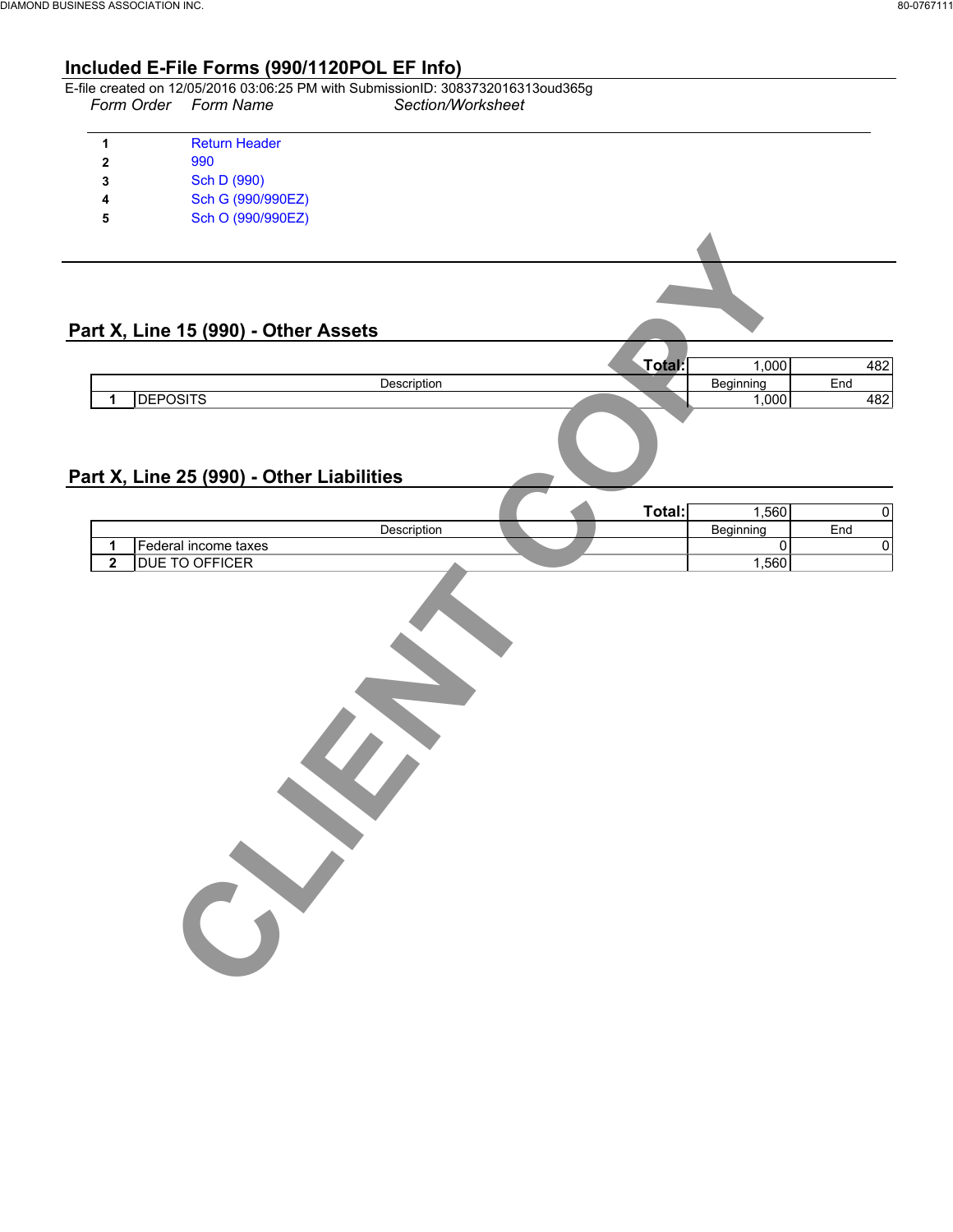## Included E-File Forms (990/1120POL EF Info)

E-file created on 12/05/2016 03:06:25 PM with SubmissionID: 3083732016313oud365g

| Form Order | Form Name | Section/Worksheet |
|---|---|---|
| 1 | Return Header | |
| 2 | 990 | |
| 3 | Sch D (990) | |
| 4 | Sch G (990/990EZ) | |
| 5 | Sch O (990/990EZ) | |

## Part X, Line 15 (990) - Other Assets

| | Description | Beginning | End |
|---|---|---|---|
| | **Total:** | 1,000 | 482 |
| 1 | DEPOSITS | 1,000 | 482 |

## Part X, Line 25 (990) - Other Liabilities

| | Description | Beginning | End |
|---|---|---|---|
| | **Total:** | 1,560 | 0 |
| 1 | Federal income taxes | 0 | 0 |
| 2 | DUE TO OFFICER | 1,560 | |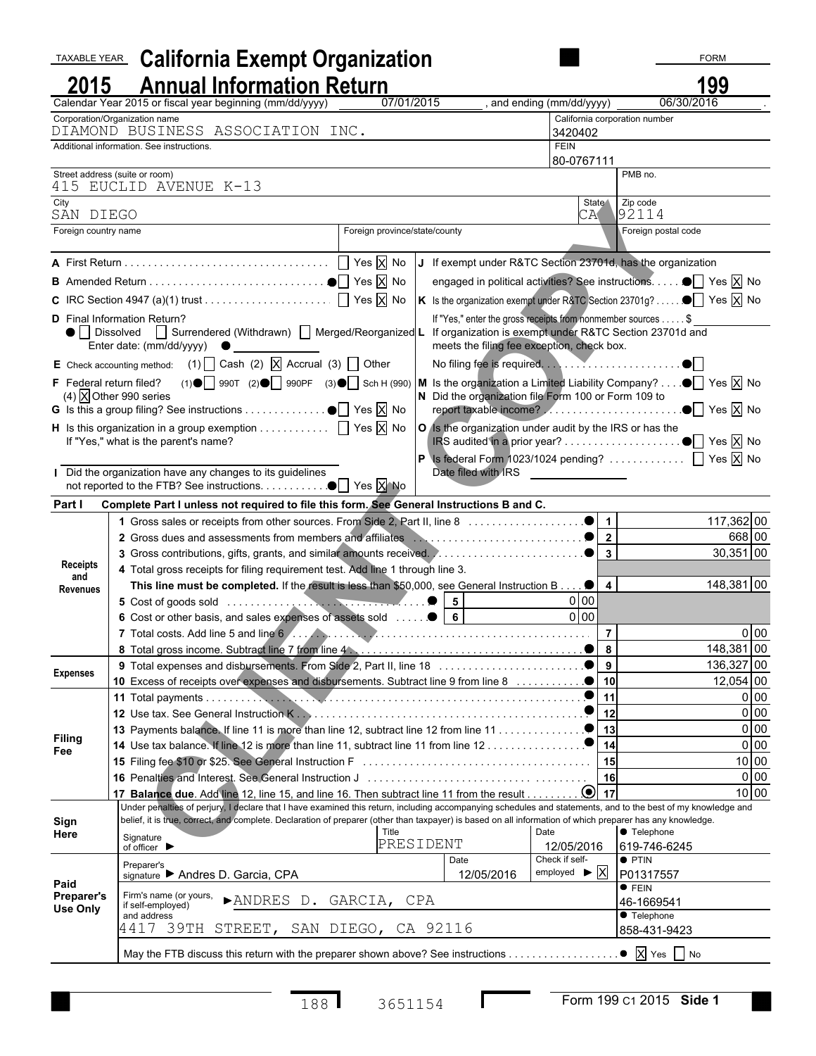TAXABLE YEAR

# 2015 California Exempt Organization Annual Information Return

FORM **199**

Calendar Year 2015 or fiscal year beginning (mm/dd/yyyy) 07/01/2015 , and ending (mm/dd/yyyy) 06/30/2016

| Corporation/Organization name | California corporation number |
|---|---|
| DIAMOND BUSINESS ASSOCIATION INC. | 3420402 |
| Additional information. See instructions. | FEIN 80-0767111 |

| Street address (suite or room) | | PMB no. |
|---|---|---|
| 415 EUCLID AVENUE K-13 | | |

| City | State | Zip code |
|---|---|---|
| SAN DIEGO | CA | 92114 |

| Foreign country name | Foreign province/state/county | Foreign postal code |
|---|---|---|
| | | |

A First Return ☐ Yes ☒ No

B Amended Return ☐ Yes ☒ No

C IRC Section 4947 (a)(1) trust ☐ Yes ☒ No

D Final Information Return? ☐ Dissolved ☐ Surrendered (Withdrawn) ☐ Merged/Reorganized
Enter date: (mm/dd/yyyy)

E Check accounting method: (1) ☐ Cash (2) ☒ Accrual (3) ☐ Other

F Federal return filed? (1) ☐ 990T (2) ☐ 990PF (3) ☐ Sch H (990) (4) ☒ Other 990 series

G Is this a group filing? See instructions ☐ Yes ☒ No

H Is this organization in a group exemption ☐ Yes ☒ No
If "Yes," what is the parent's name?

I Did the organization have any changes to its guidelines not reported to the FTB? See instructions. ☐ Yes ☒ No

J If exempt under R&TC Section 23701d, has the organization engaged in political activities? See instructions. ☐ Yes ☒ No

K Is the organization exempt under R&TC Section 23701g? ☐ Yes ☒ No
If "Yes," enter the gross receipts from nonmember sources $

L If organization is exempt under R&TC Section 23701d and meets the filing fee exception, check box.
No filing fee is required. ☐

M Is the organization a Limited Liability Company? ☐ Yes ☒ No

N Did the organization file Form 100 or Form 109 to report taxable income? ☐ Yes ☒ No

O Is the organization under audit by the IRS or has the IRS audited in a prior year? ☐ Yes ☒ No

P Is federal Form 1023/1024 pending? ☐ Yes ☒ No
Date filed with IRS

## Part I Complete Part I unless not required to file this form. See General Instructions B and C.

| Section | Line | | | | Amount |
|---|---|---|---|---|---|
| Receipts and Revenues | 1 Gross sales or receipts from other sources. From Side 2, Part II, line 8 | | | 1 | 117,362 00 |
| | 2 Gross dues and assessments from members and affiliates | | | 2 | 668 00 |
| | 3 Gross contributions, gifts, grants, and similar amounts received | | | 3 | 30,351 00 |
| | 4 Total gross receipts for filing requirement test. Add line 1 through line 3. **This line must be completed.** If the result is less than $50,000, see General Instruction B | | | 4 | 148,381 00 |
| | 5 Cost of goods sold | 5 | 0 00 | | |
| | 6 Cost or other basis, and sales expenses of assets sold | 6 | 0 00 | | |
| | 7 Total costs. Add line 5 and line 6 | | | 7 | 0 00 |
| | 8 Total gross income. Subtract line 7 from line 4 | | | 8 | 148,381 00 |
| Expenses | 9 Total expenses and disbursements. From Side 2, Part II, line 18 | | | 9 | 136,327 00 |
| | 10 Excess of receipts over expenses and disbursements. Subtract line 9 from line 8 | | | 10 | 12,054 00 |
| Filing Fee | 11 Total payments | | | 11 | 0 00 |
| | 12 Use tax. See General Instruction K | | | 12 | 0 00 |
| | 13 Payments balance. If line 11 is more than line 12, subtract line 12 from line 11 | | | 13 | 0 00 |
| | 14 Use tax balance. If line 12 is more than line 11, subtract line 11 from line 12 | | | 14 | 0 00 |
| | 15 Filing fee $10 or $25. See General Instruction F | | | 15 | 10 00 |
| | 16 Penalties and Interest. See General Instruction J | | | 16 | 0 00 |
| | 17 **Balance due**. Add line 12, line 15, and line 16. Then subtract line 11 from the result | | | 17 | 10 00 |

**Sign Here**

Under penalties of perjury, I declare that I have examined this return, including accompanying schedules and statements, and to the best of my knowledge and belief, it is true, correct, and complete. Declaration of preparer (other than taxpayer) is based on all information of which preparer has any knowledge.

| Signature of officer | Title | Date | Telephone |
|---|---|---|---|
| | PRESIDENT | 12/05/2016 | 619-746-6245 |

**Paid Preparer's Use Only**

| Preparer's signature | Date | Check if self-employed | PTIN |
|---|---|---|---|
| Andres D. Garcia, CPA | 12/05/2016 | ☒ | P01317557 |

| Firm's name (or yours, if self-employed) and address | FEIN / Telephone |
|---|---|
| ANDRES D. GARCIA, CPA | 46-1669541 |
| 4417 39TH STREET, SAN DIEGO, CA 92116 | 858-431-9423 |

May the FTB discuss this return with the preparer shown above? See instructions ☒ Yes ☐ No

188 3651154 Form 199 C1 2015 Side 1

CLIENT COPY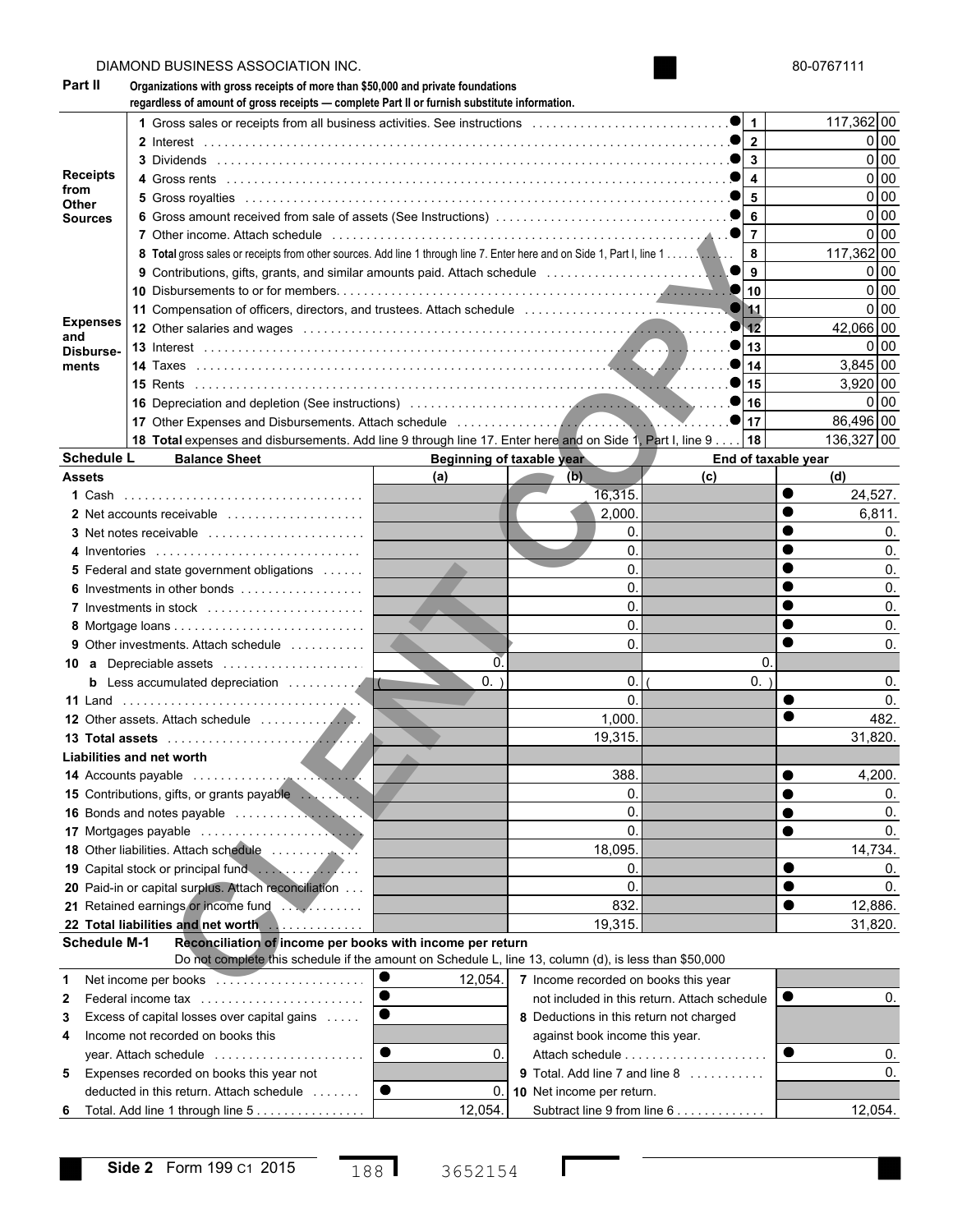DIAMOND BUSINESS ASSOCIATION INC. 80-0767111

**Part II** **Organizations with gross receipts of more than $50,000 and private foundations regardless of amount of gross receipts — complete Part II or furnish substitute information.**

| Section | Line | Description | No. | Amount |
|---|---|---|---|---|
| Receipts from Other Sources | 1 | Gross sales or receipts from all business activities. See instructions | 1 | 117,362 00 |
| | 2 | Interest | 2 | 0 00 |
| | 3 | Dividends | 3 | 0 00 |
| | 4 | Gross rents | 4 | 0 00 |
| | 5 | Gross royalties | 5 | 0 00 |
| | 6 | Gross amount received from sale of assets (See Instructions) | 6 | 0 00 |
| | 7 | Other income. Attach schedule | 7 | 0 00 |
| | 8 | **Total** gross sales or receipts from other sources. Add line 1 through line 7. Enter here and on Side 1, Part I, line 1 | 8 | 117,362 00 |
| Expenses and Disbursements | 9 | Contributions, gifts, grants, and similar amounts paid. Attach schedule | 9 | 0 00 |
| | 10 | Disbursements to or for members | 10 | 0 00 |
| | 11 | Compensation of officers, directors, and trustees. Attach schedule | 11 | 0 00 |
| | 12 | Other salaries and wages | 12 | 42,066 00 |
| | 13 | Interest | 13 | 0 00 |
| | 14 | Taxes | 14 | 3,845 00 |
| | 15 | Rents | 15 | 3,920 00 |
| | 16 | Depreciation and depletion (See instructions) | 16 | 0 00 |
| | 17 | Other Expenses and Disbursements. Attach schedule | 17 | 86,496 00 |
| | 18 | **Total** expenses and disbursements. Add line 9 through line 17. Enter here and on Side 1, Part I, line 9 | 18 | 136,327 00 |

**Schedule L** **Balance Sheet**

| Assets | Beginning of taxable year (a) | (b) | End of taxable year (c) | (d) |
|---|---|---|---|---|
| 1 Cash | | 16,315. | | 24,527. |
| 2 Net accounts receivable | | 2,000. | | 6,811. |
| 3 Net notes receivable | | 0. | | 0. |
| 4 Inventories | | 0. | | 0. |
| 5 Federal and state government obligations | | 0. | | 0. |
| 6 Investments in other bonds | | 0. | | 0. |
| 7 Investments in stock | | 0. | | 0. |
| 8 Mortgage loans | | 0. | | 0. |
| 9 Other investments. Attach schedule | | 0. | | 0. |
| 10 a Depreciable assets | 0. | | 0. | |
| b Less accumulated depreciation | ( 0. ) | 0. | ( 0. ) | 0. |
| 11 Land | | 0. | | 0. |
| 12 Other assets. Attach schedule | | 1,000. | | 482. |
| 13 **Total assets** | | 19,315. | | 31,820. |
| **Liabilities and net worth** | | | | |
| 14 Accounts payable | | 388. | | 4,200. |
| 15 Contributions, gifts, or grants payable | | 0. | | 0. |
| 16 Bonds and notes payable | | 0. | | 0. |
| 17 Mortgages payable | | 0. | | 0. |
| 18 Other liabilities. Attach schedule | | 18,095. | | 14,734. |
| 19 Capital stock or principal fund | | 0. | | 0. |
| 20 Paid-in or capital surplus. Attach reconciliation | | 0. | | 0. |
| 21 Retained earnings or income fund | | 832. | | 12,886. |
| 22 **Total liabilities and net worth** | | 19,315. | | 31,820. |

**Schedule M-1** **Reconciliation of income per books with income per return**
Do not complete this schedule if the amount on Schedule L, line 13, column (d), is less than $50,000

| | | | | |
|---|---|---|---|---|
| 1 Net income per books | 12,054. | 7 Income recorded on books this year not included in this return. Attach schedule | 0. |
| 2 Federal income tax | | 8 Deductions in this return not charged against book income this year. Attach schedule | 0. |
| 3 Excess of capital losses over capital gains | | 9 Total. Add line 7 and line 8 | 0. |
| 4 Income not recorded on books this year. Attach schedule | 0. | 10 Net income per return. Subtract line 9 from line 6 | 12,054. |
| 5 Expenses recorded on books this year not deducted in this return. Attach schedule | 0. | | |
| 6 Total. Add line 1 through line 5 | 12,054. | | |

Side 2 Form 199 C1 2015 188 3652154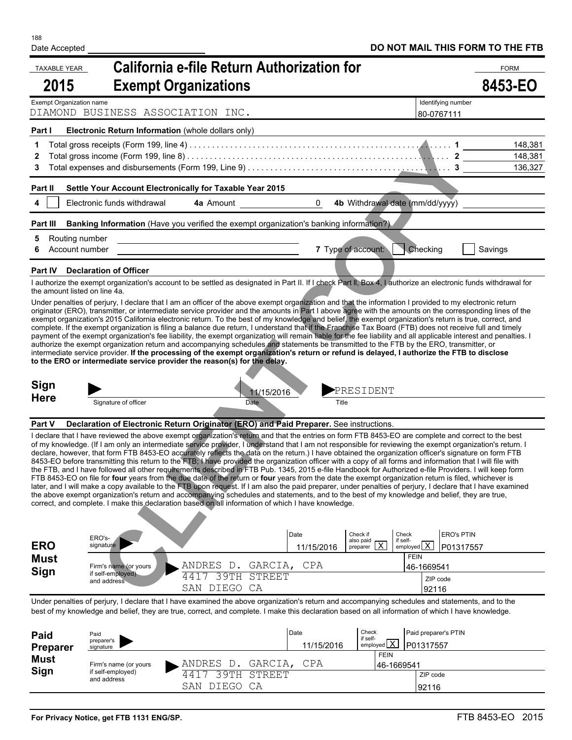188

Date Accepted ____________________

**DO NOT MAIL THIS FORM TO THE FTB**

TAXABLE YEAR **2015**

# California e-file Return Authorization for Exempt Organizations

FORM **8453-EO**

| Exempt Organization name | Identifying number |
|---|---|
| DIAMOND BUSINESS ASSOCIATION INC. | 80-0767111 |

**Part I Electronic Return Information** (whole dollars only)

| | | | |
|---|---|---|---|
| 1 | Total gross receipts (Form 199, line 4) | 1 | 148,381 |
| 2 | Total gross income (Form 199, line 8) | 2 | 148,381 |
| 3 | Total expenses and disbursements (Form 199, Line 9) | 3 | 136,327 |

**Part II Settle Your Account Electronically for Taxable Year 2015**

4 ☐ Electronic funds withdrawal **4a** Amount 0 **4b** Withdrawal date (mm/dd/yyyy) ____________

**Part III Banking Information** (Have you verified the exempt organization's banking information?)

5 Routing number ____________

6 Account number ____________ **7** Type of account: ☐ Checking ☐ Savings

**Part IV Declaration of Officer**

I authorize the exempt organization's account to be settled as designated in Part II. If I check Part II, Box 4, I authorize an electronic funds withdrawal for the amount listed on line 4a.

Under penalties of perjury, I declare that I am an officer of the above exempt organization and that the information I provided to my electronic return originator (ERO), transmitter, or intermediate service provider and the amounts in Part I above agree with the amounts on the corresponding lines of the exempt organization's 2015 California electronic return. To the best of my knowledge and belief, the exempt organization's return is true, correct, and complete. If the exempt organization is filing a balance due return, I understand that if the Franchise Tax Board (FTB) does not receive full and timely payment of the exempt organization's fee liability, the exempt organization will remain liable for the fee liability and all applicable interest and penalties. I authorize the exempt organization return and accompanying schedules and statements to be transmitted to the FTB by the ERO, transmitter, or intermediate service provider. **If the processing of the exempt organization's return or refund is delayed, I authorize the FTB to disclose to the ERO or intermediate service provider the reason(s) for the delay.**

**Sign Here**

| Signature of officer | Date | Title |
|---|---|---|
| | 11/15/2016 | PRESIDENT |

**Part V Declaration of Electronic Return Originator (ERO) and Paid Preparer.** See instructions.

I declare that I have reviewed the above exempt organization's return and that the entries on form FTB 8453-EO are complete and correct to the best of my knowledge. (If I am only an intermediate service provider, I understand that I am not responsible for reviewing the exempt organization's return. I declare, however, that form FTB 8453-EO accurately reflects the data on the return.) I have obtained the organization officer's signature on form FTB 8453-EO before transmitting this return to the FTB; I have provided the organization officer with a copy of all forms and information that I will file with the FTB, and I have followed all other requirements described in FTB Pub. 1345, 2015 e-file Handbook for Authorized e-file Providers. I will keep form FTB 8453-EO on file for **four** years from the due date of the return or **four** years from the date the exempt organization return is filed, whichever is later, and I will make a copy available to the FTB upon request. If I am also the paid preparer, under penalties of perjury, I declare that I have examined the above exempt organization's return and accompanying schedules and statements, and to the best of my knowledge and belief, they are true, correct, and complete. I make this declaration based on all information of which I have knowledge.

**ERO Must Sign**

| ERO's signature | Date | Check if also paid preparer | Check if self-employed | ERO's PTIN |
|---|---|---|---|---|
| | 11/15/2016 | X | X | P01317557 |

| Firm's name (or yours if self-employed) and address | FEIN | ZIP code |
|---|---|---|
| ANDRES D. GARCIA, CPA<br>4417 39TH STREET<br>SAN DIEGO CA | 46-1669541 | 92116 |

Under penalties of perjury, I declare that I have examined the above organization's return and accompanying schedules and statements, and to the best of my knowledge and belief, they are true, correct, and complete. I make this declaration based on all information of which I have knowledge.

**Paid Preparer Must Sign**

| Paid preparer's signature | Date | Check if self-employed | Paid preparer's PTIN |
|---|---|---|---|
| | 11/15/2016 | X | P01317557 |

| Firm's name (or yours if self-employed) and address | FEIN | ZIP code |
|---|---|---|
| ANDRES D. GARCIA, CPA<br>4417 39TH STREET<br>SAN DIEGO CA | 46-1669541 | 92116 |

**For Privacy Notice, get FTB 1131 ENG/SP.**

FTB 8453-EO 2015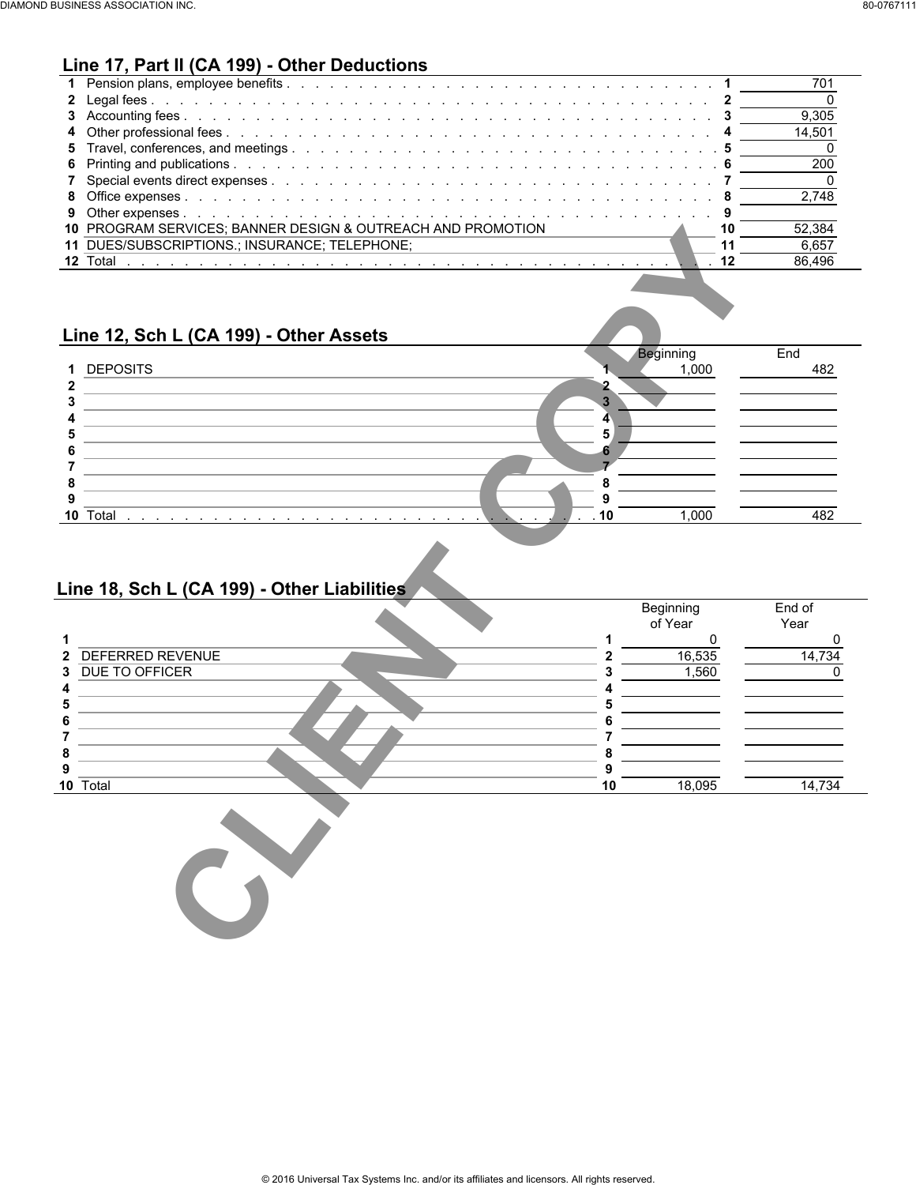## Line 17, Part II (CA 199) - Other Deductions

| | | | |
|---|---|---|---|
| 1 | Pension plans, employee benefits | 1 | 701 |
| 2 | Legal fees | 2 | 0 |
| 3 | Accounting fees | 3 | 9,305 |
| 4 | Other professional fees | 4 | 14,501 |
| 5 | Travel, conferences, and meetings | 5 | 0 |
| 6 | Printing and publications | 6 | 200 |
| 7 | Special events direct expenses | 7 | 0 |
| 8 | Office expenses | 8 | 2,748 |
| 9 | Other expenses | 9 | |
| 10 | PROGRAM SERVICES; BANNER DESIGN & OUTREACH AND PROMOTION | 10 | 52,384 |
| 11 | DUES/SUBSCRIPTIONS.; INSURANCE; TELEPHONE; | 11 | 6,657 |
| 12 | Total | 12 | 86,496 |

## Line 12, Sch L (CA 199) - Other Assets

| | | | Beginning | End |
|---|---|---|---|---|
| 1 | DEPOSITS | 1 | 1,000 | 482 |
| 2 | | 2 | | |
| 3 | | 3 | | |
| 4 | | 4 | | |
| 5 | | 5 | | |
| 6 | | 6 | | |
| 7 | | 7 | | |
| 8 | | 8 | | |
| 9 | | 9 | | |
| 10 | Total | 10 | 1,000 | 482 |

## Line 18, Sch L (CA 199) - Other Liabilities

| | | | Beginning of Year | End of Year |
|---|---|---|---|---|
| 1 | | 1 | 0 | 0 |
| 2 | DEFERRED REVENUE | 2 | 16,535 | 14,734 |
| 3 | DUE TO OFFICER | 3 | 1,560 | 0 |
| 4 | | 4 | | |
| 5 | | 5 | | |
| 6 | | 6 | | |
| 7 | | 7 | | |
| 8 | | 8 | | |
| 9 | | 9 | | |
| 10 | Total | 10 | 18,095 | 14,734 |

CLIENT COPY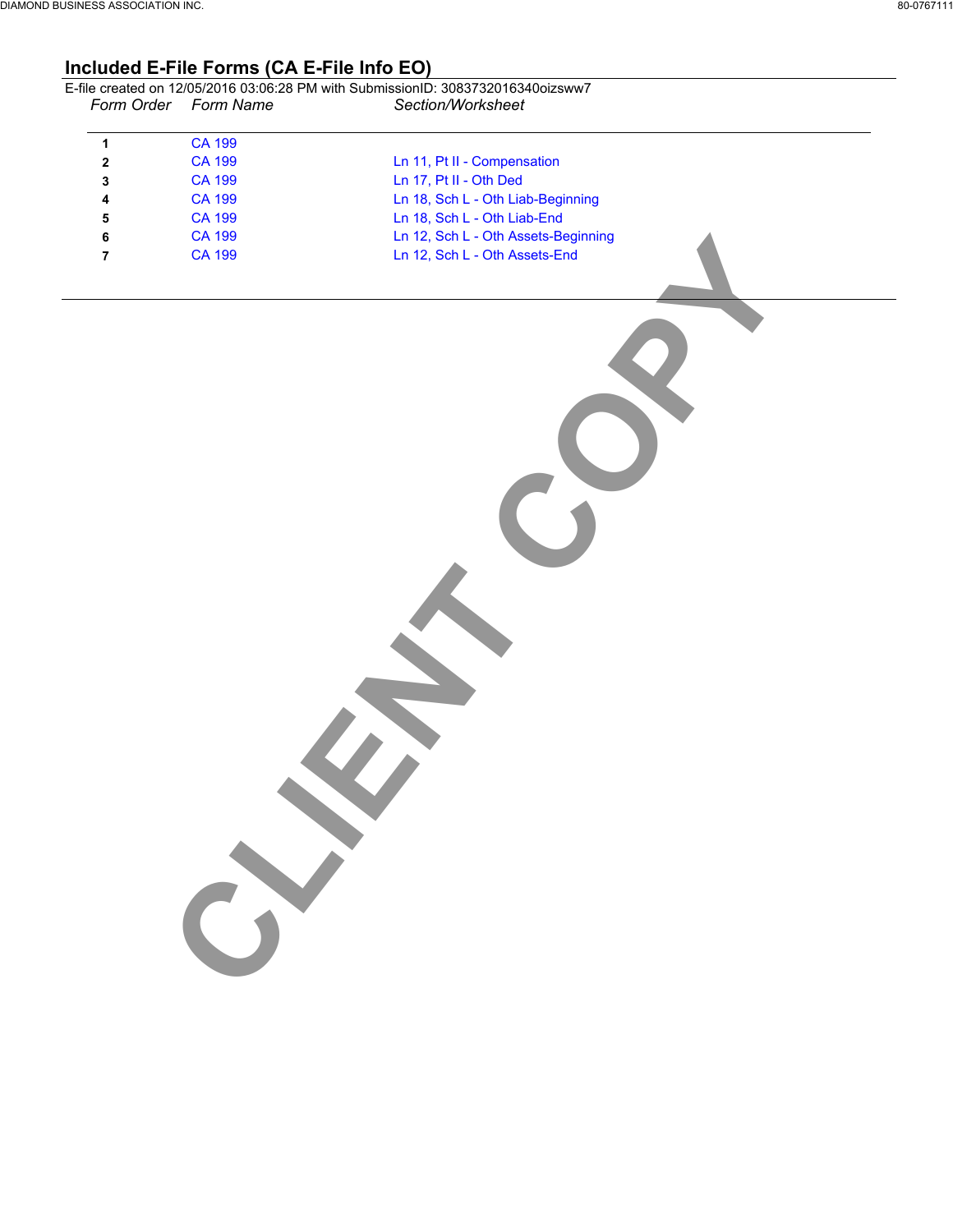## Included E-File Forms (CA E-File Info EO)

E-file created on 12/05/2016 03:06:28 PM with SubmissionID: 3083732016340oizsww7

| Form Order | Form Name | Section/Worksheet |
|---|---|---|
| 1 | CA 199 | |
| 2 | CA 199 | Ln 11, Pt II - Compensation |
| 3 | CA 199 | Ln 17, Pt II - Oth Ded |
| 4 | CA 199 | Ln 18, Sch L - Oth Liab-Beginning |
| 5 | CA 199 | Ln 18, Sch L - Oth Liab-End |
| 6 | CA 199 | Ln 12, Sch L - Oth Assets-Beginning |
| 7 | CA 199 | Ln 12, Sch L - Oth Assets-End |

CLIENT COPY